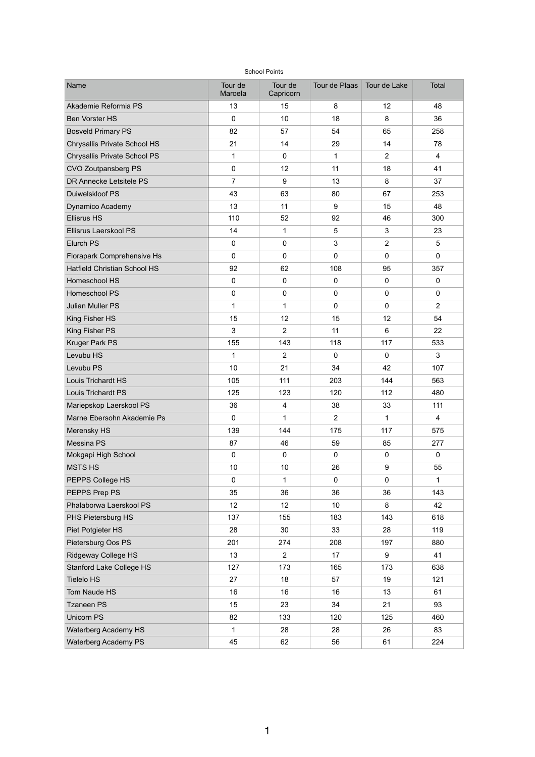School Points

| Name | Tour de Maroela | Tour de Capricorn | Tour de Plaas | Tour de Lake | Total |
|---|---|---|---|---|---|
| Akademie Reformia PS | 13 | 15 | 8 | 12 | 48 |
| Ben Vorster HS | 0 | 10 | 18 | 8 | 36 |
| Bosveld Primary PS | 82 | 57 | 54 | 65 | 258 |
| Chrysallis Private School HS | 21 | 14 | 29 | 14 | 78 |
| Chrysallis Private School PS | 1 | 0 | 1 | 2 | 4 |
| CVO Zoutpansberg PS | 0 | 12 | 11 | 18 | 41 |
| DR Annecke Letsitele PS | 7 | 9 | 13 | 8 | 37 |
| Duiwelskloof PS | 43 | 63 | 80 | 67 | 253 |
| Dynamico Academy | 13 | 11 | 9 | 15 | 48 |
| Ellisrus HS | 110 | 52 | 92 | 46 | 300 |
| Ellisrus Laerskool PS | 14 | 1 | 5 | 3 | 23 |
| Elurch PS | 0 | 0 | 3 | 2 | 5 |
| Florapark Comprehensive Hs | 0 | 0 | 0 | 0 | 0 |
| Hatfield Christian School HS | 92 | 62 | 108 | 95 | 357 |
| Homeschool HS | 0 | 0 | 0 | 0 | 0 |
| Homeschool PS | 0 | 0 | 0 | 0 | 0 |
| Julian Muller PS | 1 | 1 | 0 | 0 | 2 |
| King Fisher HS | 15 | 12 | 15 | 12 | 54 |
| King Fisher PS | 3 | 2 | 11 | 6 | 22 |
| Kruger Park PS | 155 | 143 | 118 | 117 | 533 |
| Levubu HS | 1 | 2 | 0 | 0 | 3 |
| Levubu PS | 10 | 21 | 34 | 42 | 107 |
| Louis Trichardt HS | 105 | 111 | 203 | 144 | 563 |
| Louis Trichardt PS | 125 | 123 | 120 | 112 | 480 |
| Mariepskop Laerskool PS | 36 | 4 | 38 | 33 | 111 |
| Marne Ebersohn Akademie Ps | 0 | 1 | 2 | 1 | 4 |
| Merensky HS | 139 | 144 | 175 | 117 | 575 |
| Messina PS | 87 | 46 | 59 | 85 | 277 |
| Mokgapi High School | 0 | 0 | 0 | 0 | 0 |
| MSTS HS | 10 | 10 | 26 | 9 | 55 |
| PEPPS College HS | 0 | 1 | 0 | 0 | 1 |
| PEPPS Prep PS | 35 | 36 | 36 | 36 | 143 |
| Phalaborwa Laerskool PS | 12 | 12 | 10 | 8 | 42 |
| PHS Pietersburg HS | 137 | 155 | 183 | 143 | 618 |
| Piet Potgieter HS | 28 | 30 | 33 | 28 | 119 |
| Pietersburg Oos PS | 201 | 274 | 208 | 197 | 880 |
| Ridgeway College HS | 13 | 2 | 17 | 9 | 41 |
| Stanford Lake College HS | 127 | 173 | 165 | 173 | 638 |
| Tielelo HS | 27 | 18 | 57 | 19 | 121 |
| Tom Naude HS | 16 | 16 | 16 | 13 | 61 |
| Tzaneen PS | 15 | 23 | 34 | 21 | 93 |
| Unicorn PS | 82 | 133 | 120 | 125 | 460 |
| Waterberg Academy HS | 1 | 28 | 28 | 26 | 83 |
| Waterberg Academy PS | 45 | 62 | 56 | 61 | 224 |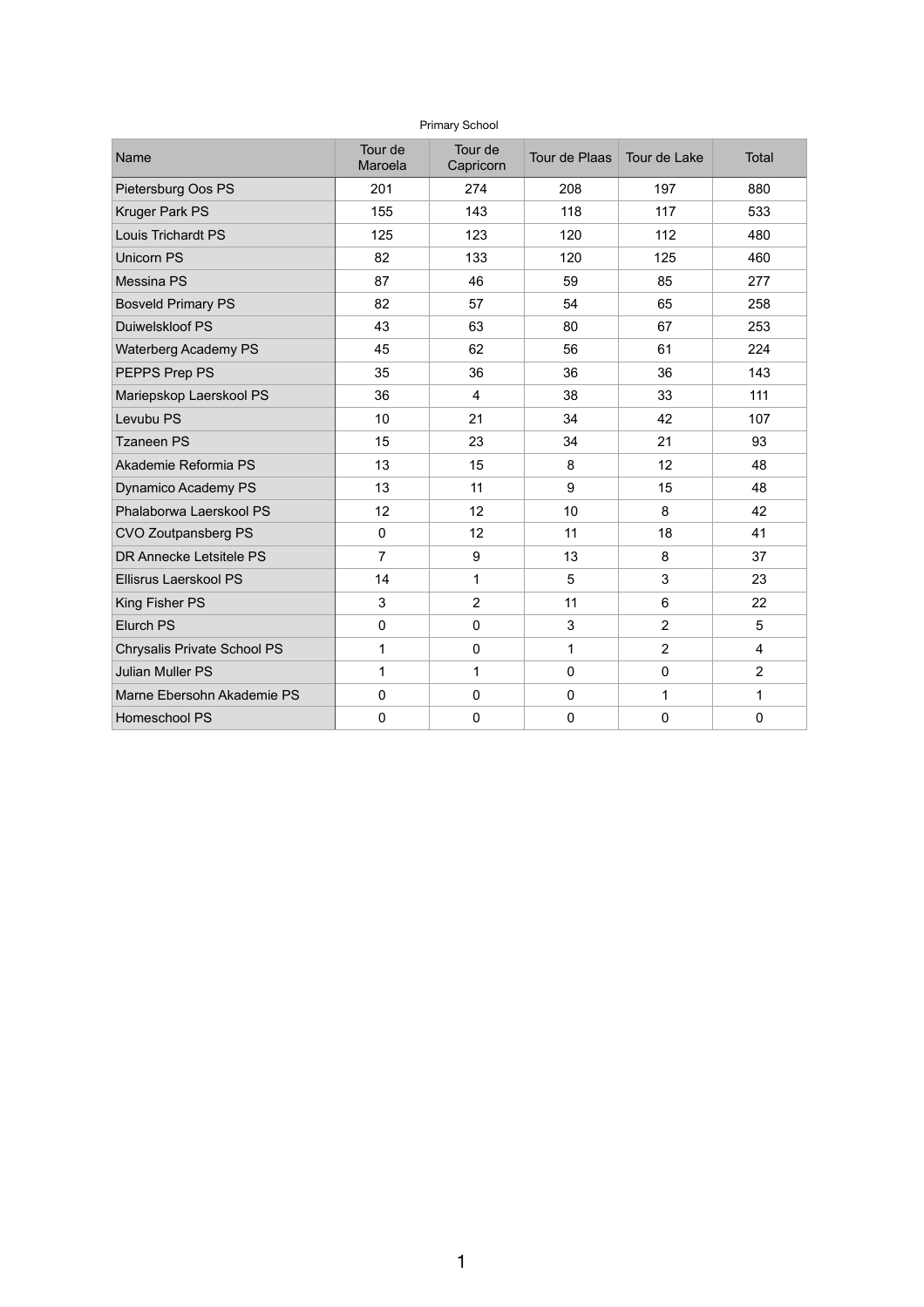Primary School

| Name | Tour de Maroela | Tour de Capricorn | Tour de Plaas | Tour de Lake | Total |
|---|---|---|---|---|---|
| Pietersburg Oos PS | 201 | 274 | 208 | 197 | 880 |
| Kruger Park PS | 155 | 143 | 118 | 117 | 533 |
| Louis Trichardt PS | 125 | 123 | 120 | 112 | 480 |
| Unicorn PS | 82 | 133 | 120 | 125 | 460 |
| Messina PS | 87 | 46 | 59 | 85 | 277 |
| Bosveld Primary PS | 82 | 57 | 54 | 65 | 258 |
| Duiwelskloof PS | 43 | 63 | 80 | 67 | 253 |
| Waterberg Academy PS | 45 | 62 | 56 | 61 | 224 |
| PEPPS Prep PS | 35 | 36 | 36 | 36 | 143 |
| Mariepskop Laerskool PS | 36 | 4 | 38 | 33 | 111 |
| Levubu PS | 10 | 21 | 34 | 42 | 107 |
| Tzaneen PS | 15 | 23 | 34 | 21 | 93 |
| Akademie Reformia PS | 13 | 15 | 8 | 12 | 48 |
| Dynamico Academy PS | 13 | 11 | 9 | 15 | 48 |
| Phalaborwa Laerskool PS | 12 | 12 | 10 | 8 | 42 |
| CVO Zoutpansberg PS | 0 | 12 | 11 | 18 | 41 |
| DR Annecke Letsitele PS | 7 | 9 | 13 | 8 | 37 |
| Ellisrus Laerskool PS | 14 | 1 | 5 | 3 | 23 |
| King Fisher PS | 3 | 2 | 11 | 6 | 22 |
| Elurch PS | 0 | 0 | 3 | 2 | 5 |
| Chrysalis Private School PS | 1 | 0 | 1 | 2 | 4 |
| Julian Muller PS | 1 | 1 | 0 | 0 | 2 |
| Marne Ebersohn Akademie PS | 0 | 0 | 0 | 1 | 1 |
| Homeschool PS | 0 | 0 | 0 | 0 | 0 |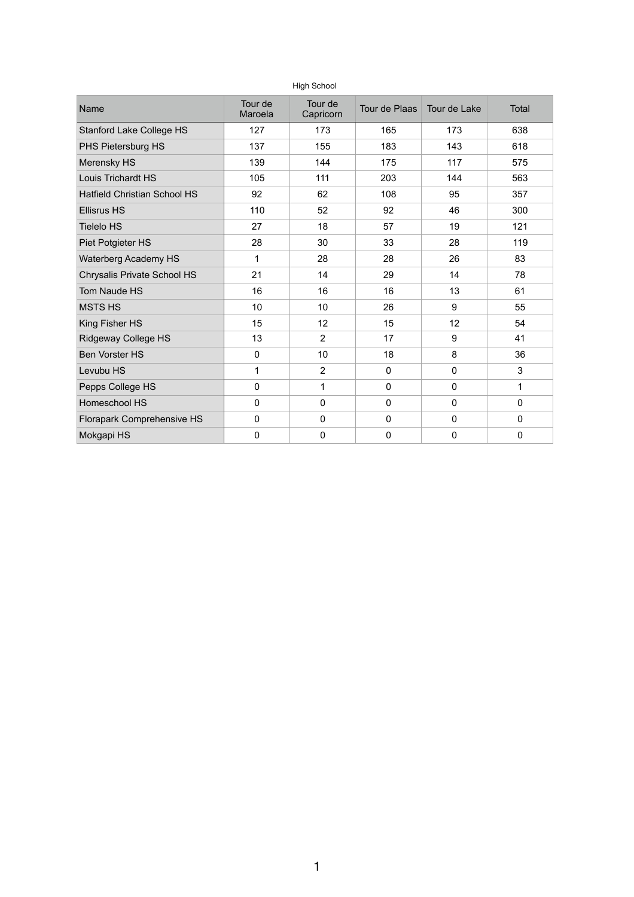High School

| Name | Tour de Maroela | Tour de Capricorn | Tour de Plaas | Tour de Lake | Total |
|---|---|---|---|---|---|
| Stanford Lake College HS | 127 | 173 | 165 | 173 | 638 |
| PHS Pietersburg HS | 137 | 155 | 183 | 143 | 618 |
| Merensky HS | 139 | 144 | 175 | 117 | 575 |
| Louis Trichardt HS | 105 | 111 | 203 | 144 | 563 |
| Hatfield Christian School HS | 92 | 62 | 108 | 95 | 357 |
| Ellisrus HS | 110 | 52 | 92 | 46 | 300 |
| Tielelo HS | 27 | 18 | 57 | 19 | 121 |
| Piet Potgieter HS | 28 | 30 | 33 | 28 | 119 |
| Waterberg Academy HS | 1 | 28 | 28 | 26 | 83 |
| Chrysalis Private School HS | 21 | 14 | 29 | 14 | 78 |
| Tom Naude HS | 16 | 16 | 16 | 13 | 61 |
| MSTS HS | 10 | 10 | 26 | 9 | 55 |
| King Fisher HS | 15 | 12 | 15 | 12 | 54 |
| Ridgeway College HS | 13 | 2 | 17 | 9 | 41 |
| Ben Vorster HS | 0 | 10 | 18 | 8 | 36 |
| Levubu HS | 1 | 2 | 0 | 0 | 3 |
| Pepps College HS | 0 | 1 | 0 | 0 | 1 |
| Homeschool HS | 0 | 0 | 0 | 0 | 0 |
| Florapark Comprehensive HS | 0 | 0 | 0 | 0 | 0 |
| Mokgapi HS | 0 | 0 | 0 | 0 | 0 |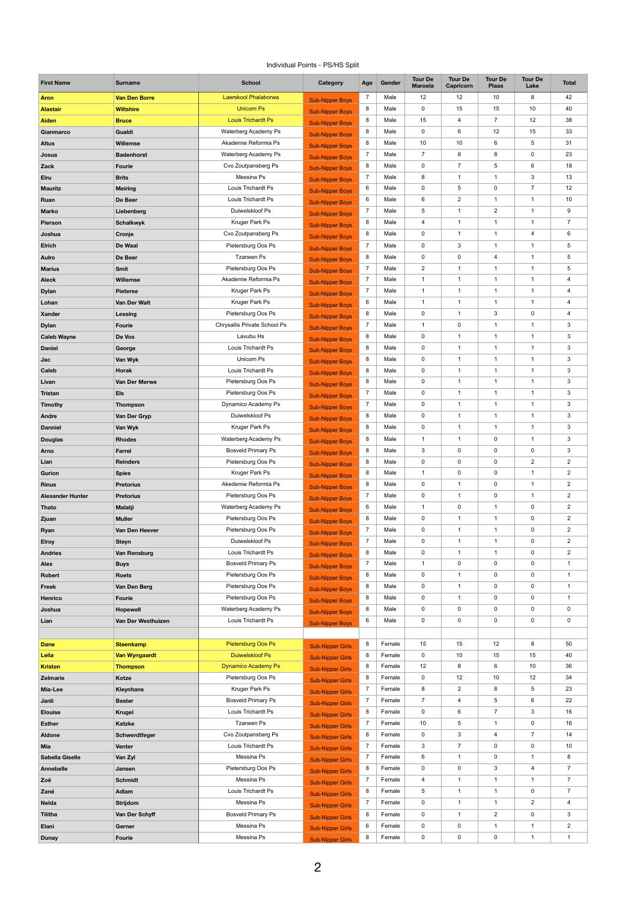Individual Points - PS/HS Split

| First Name | Surname | School | Category | Age | Gender | Tour De Maroela | Tour De Capricorn | Tour De Plaas | Tour De Lake | Total |
|---|---|---|---|---|---|---|---|---|---|---|
| Aron | Van Den Borre | Laerskool Phalaborwa | Sub-Nipper Boys | 7 | Male | 12 | 12 | 10 | 8 | 42 |
| Alastair | Wiltshire | Unicom Ps | Sub-Nipper Boys | 8 | Male | 0 | 15 | 15 | 10 | 40 |
| Aiden | Bruce | Louis Trichardt Ps | Sub-Nipper Boys | 8 | Male | 15 | 4 | 7 | 12 | 38 |
| Gianmarco | Gualdi | Waterberg Academy Ps | Sub-Nipper Boys | 8 | Male | 0 | 6 | 12 | 15 | 33 |
| Altus | Willemse | Akademie Reformia Ps | Sub-Nipper Boys | 8 | Male | 10 | 10 | 6 | 5 | 31 |
| Josua | Badenhorst | Waterberg Academy Ps | Sub-Nipper Boys | 7 | Male | 7 | 8 | 8 | 0 | 23 |
| Zack | Fourie | Cvo Zoutpansberg Ps | Sub-Nipper Boys | 8 | Male | 0 | 7 | 5 | 6 | 18 |
| Elru | Brits | Messina Ps | Sub-Nipper Boys | 7 | Male | 8 | 1 | 1 | 3 | 13 |
| Mauritz | Meiring | Louis Trichardt Ps | Sub-Nipper Boys | 6 | Male | 0 | 5 | 0 | 7 | 12 |
| Ruan | De Beer | Louis Trichardt Ps | Sub-Nipper Boys | 6 | Male | 6 | 2 | 1 | 1 | 10 |
| Marko | Liebenberg | Duiwelskloof Ps | Sub-Nipper Boys | 7 | Male | 5 | 1 | 2 | 1 | 9 |
| Pierson | Schalkwyk | Kruger Park Ps | Sub-Nipper Boys | 8 | Male | 4 | 1 | 1 | 1 | 7 |
| Joshua | Cronje | Cvo Zoutpansberg Ps | Sub-Nipper Boys | 8 | Male | 0 | 1 | 1 | 4 | 6 |
| Elrich | De Waal | Pietersburg Oos Ps | Sub-Nipper Boys | 7 | Male | 0 | 3 | 1 | 1 | 5 |
| Aulro | De Beer | Tzaneen Ps | Sub-Nipper Boys | 8 | Male | 0 | 0 | 4 | 1 | 5 |
| Marius | Smit | Pietersburg Oos Ps | Sub-Nipper Boys | 7 | Male | 2 | 1 | 1 | 1 | 5 |
| Aleck | Willemse | Akademie Reformia Ps | Sub-Nipper Boys | 7 | Male | 1 | 1 | 1 | 1 | 4 |
| Dylan | Pieterse | Kruger Park Ps | Sub-Nipper Boys | 7 | Male | 1 | 1 | 1 | 1 | 4 |
| Lohan | Van Der Walt | Kruger Park Ps | Sub-Nipper Boys | 6 | Male | 1 | 1 | 1 | 1 | 4 |
| Xander | Lessing | Pietersburg Oos Ps | Sub-Nipper Boys | 8 | Male | 0 | 1 | 3 | 0 | 4 |
| Dylan | Fourie | Chryssalis Private School Ps | Sub-Nipper Boys | 7 | Male | 1 | 0 | 1 | 1 | 3 |
| Caleb Wayne | De Vos | Lavubu Hs | Sub-Nipper Boys | 8 | Male | 0 | 1 | 1 | 1 | 3 |
| Daniel | George | Louis Trichardt Ps | Sub-Nipper Boys | 8 | Male | 0 | 1 | 1 | 1 | 3 |
| Jac | Van Wyk | Unicom Ps | Sub-Nipper Boys | 8 | Male | 0 | 1 | 1 | 1 | 3 |
| Caleb | Horak | Louis Trichardt Ps | Sub-Nipper Boys | 8 | Male | 0 | 1 | 1 | 1 | 3 |
| Livan | Van Der Merwe | Pietersburg Oos Ps | Sub-Nipper Boys | 8 | Male | 0 | 1 | 1 | 1 | 3 |
| Tristan | Els | Pietersburg Oos Ps | Sub-Nipper Boys | 7 | Male | 0 | 1 | 1 | 1 | 3 |
| Timothy | Thompson | Dynamico Academy Ps | Sub-Nipper Boys | 7 | Male | 0 | 1 | 1 | 1 | 3 |
| Andre | Van Der Gryp | Duiwelskloof Ps | Sub-Nipper Boys | 8 | Male | 0 | 1 | 1 | 1 | 3 |
| Danniel | Van Wyk | Kruger Park Ps | Sub-Nipper Boys | 8 | Male | 0 | 1 | 1 | 1 | 3 |
| Douglas | Rhodes | Waterberg Academy Ps | Sub-Nipper Boys | 8 | Male | 1 | 1 | 0 | 1 | 3 |
| Arno | Farrel | Bosveld Primary Ps | Sub-Nipper Boys | 8 | Male | 3 | 0 | 0 | 0 | 3 |
| Lian | Reinders | Pietersburg Oos Ps | Sub-Nipper Boys | 8 | Male | 0 | 0 | 0 | 2 | 2 |
| Gurion | Spies | Kruger Park Ps | Sub-Nipper Boys | 8 | Male | 1 | 0 | 0 | 1 | 2 |
| Rinus | Pretorius | Akedemie Reformia Ps | Sub-Nipper Boys | 8 | Male | 0 | 1 | 0 | 1 | 2 |
| Alexander Hunter | Pretorius | Pietersburg Oos Ps | Sub-Nipper Boys | 7 | Male | 0 | 1 | 0 | 1 | 2 |
| Thato | Malatji | Waterberg Academy Ps | Sub-Nipper Boys | 6 | Male | 1 | 0 | 1 | 0 | 2 |
| Zjuan | Muller | Pietersburg Oos Ps | Sub-Nipper Boys | 8 | Male | 0 | 1 | 1 | 0 | 2 |
| Ryan | Van Den Heever | Pietersburg Oos Ps | Sub-Nipper Boys | 7 | Male | 0 | 1 | 1 | 0 | 2 |
| Elroy | Steyn | Duiwelskloof Ps | Sub-Nipper Boys | 7 | Male | 0 | 1 | 1 | 0 | 2 |
| Andries | Van Rensburg | Louis Trichardt Ps | Sub-Nipper Boys | 8 | Male | 0 | 1 | 1 | 0 | 2 |
| Alex | Buys | Bosveld Primary Ps | Sub-Nipper Boys | 7 | Male | 1 | 0 | 0 | 0 | 1 |
| Robert | Roets | Pietersburg Oos Ps | Sub-Nipper Boys | 8 | Male | 0 | 1 | 0 | 0 | 1 |
| Freek | Van Den Berg | Pietersburg Oos Ps | Sub-Nipper Boys | 8 | Male | 0 | 1 | 0 | 0 | 1 |
| Henrico | Fourie | Pietersburg Oos Ps | Sub-Nipper Boys | 8 | Male | 0 | 1 | 0 | 0 | 1 |
| Joshua | Hopewell | Waterberg Academy Ps | Sub-Nipper Boys | 8 | Male | 0 | 0 | 0 | 0 | 0 |
| Lian | Van Der Westhuizen | Louis Trichardt Ps | Sub-Nipper Boys | 6 | Male | 0 | 0 | 0 | 0 | 0 |
| | | | | | | | | | | |
| Dane | Steenkamp | Pietersburg Oos Ps | Sub-Nipper Girls | 8 | Female | 15 | 15 | 12 | 8 | 50 |
| Leila | Van Wyngaardt | Duiwelskloof Ps | Sub-Nipper Girls | 8 | Female | 0 | 10 | 15 | 15 | 40 |
| Kristen | Thompson | Dynamico Academy Ps | Sub-Nipper Girls | 8 | Female | 12 | 8 | 6 | 10 | 36 |
| Zelmarie | Kotze | Pietersburg Oos Ps | Sub-Nipper Girls | 8 | Female | 0 | 12 | 10 | 12 | 34 |
| Mia-Lee | Kleynhans | Kruger Park Ps | Sub-Nipper Girls | 7 | Female | 8 | 2 | 8 | 5 | 23 |
| Janli | Bester | Bosveld Primary Ps | Sub-Nipper Girls | 7 | Female | 7 | 4 | 5 | 6 | 22 |
| Elouise | Krugel | Louis Trichardt Ps | Sub-Nipper Girls | 8 | Female | 0 | 6 | 7 | 3 | 16 |
| Esther | Katzke | Tzaneen Ps | Sub-Nipper Girls | 7 | Female | 10 | 5 | 1 | 0 | 16 |
| Aldone | Schwerdtfeger | Cvo Zoutpansberg Ps | Sub-Nipper Girls | 8 | Female | 0 | 3 | 4 | 7 | 14 |
| Mia | Venter | Louis Trichardt Ps | Sub-Nipper Girls | 7 | Female | 3 | 7 | 0 | 0 | 10 |
| Sabella Giselle | Van Zyl | Messina Ps | Sub-Nipper Girls | 7 | Female | 6 | 1 | 0 | 1 | 8 |
| Annebelle | Jansen | Pietersburg Oos Ps | Sub-Nipper Girls | 8 | Female | 0 | 0 | 3 | 4 | 7 |
| Zoë | Schmidt | Messina Ps | Sub-Nipper Girls | 7 | Female | 4 | 1 | 1 | 1 | 7 |
| Zané | Adlam | Louis Trichardt Ps | Sub-Nipper Girls | 8 | Female | 5 | 1 | 1 | 0 | 7 |
| Nelda | Strijdom | Messina Ps | Sub-Nipper Girls | 7 | Female | 0 | 1 | 1 | 2 | 4 |
| Tilitha | Van Der Schyff | Bosveld Primary Ps | Sub-Nipper Girls | 8 | Female | 0 | 1 | 2 | 0 | 3 |
| Elani | Gerner | Messina Ps | Sub-Nipper Girls | 6 | Female | 0 | 0 | 1 | 1 | 2 |
| Dunay | Fourie | Messina Ps | Sub-Nipper Girls | 8 | Female | 0 | 0 | 0 | 1 | 1 |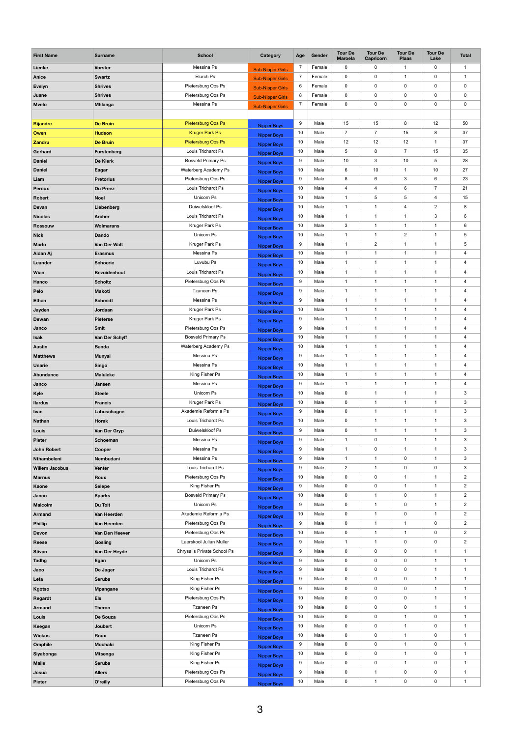| First Name | Surname | School | Category | Age | Gender | Tour De Maroela | Tour De Capricorn | Tour De Plaas | Tour De Lake | Total |
|---|---|---|---|---|---|---|---|---|---|---|
| Lienke | Vorster | Messina Ps | Sub-Nipper Girls | 7 | Female | 0 | 0 | 1 | 0 | 1 |
| Anice | Swartz | Elurch Ps | Sub-Nipper Girls | 7 | Female | 0 | 0 | 1 | 0 | 1 |
| Evelyn | Shrives | Pietersburg Oos Ps | Sub-Nipper Girls | 6 | Female | 0 | 0 | 0 | 0 | 0 |
| Juane | Shrives | Pietersburg Oos Ps | Sub-Nipper Girls | 8 | Female | 0 | 0 | 0 | 0 | 0 |
| Mvelo | Mhlanga | Messina Ps | Sub-Nipper Girls | 7 | Female | 0 | 0 | 0 | 0 | 0 |
| | | | | | | | | | | |
| Rijandre | De Bruin | Pietersburg Oos Ps | Nipper Boys | 9 | Male | 15 | 15 | 8 | 12 | 50 |
| Owen | Hudson | Kruger Park Ps | Nipper Boys | 10 | Male | 7 | 7 | 15 | 8 | 37 |
| Zandru | De Bruin | Pietersburg Oos Ps | Nipper Boys | 10 | Male | 12 | 12 | 12 | 1 | 37 |
| Gerhard | Furstenberg | Louis Trichardt Ps | Nipper Boys | 10 | Male | 5 | 8 | 7 | 15 | 35 |
| Daniel | De Klerk | Bosveld Primary Ps | Nipper Boys | 9 | Male | 10 | 3 | 10 | 5 | 28 |
| Daniel | Eagar | Waterberg Academy Ps | Nipper Boys | 10 | Male | 6 | 10 | 1 | 10 | 27 |
| Liam | Pretorius | Pietersburg Oos Ps | Nipper Boys | 9 | Male | 8 | 6 | 3 | 6 | 23 |
| Peroux | Du Preez | Louis Trichardt Ps | Nipper Boys | 10 | Male | 4 | 4 | 6 | 7 | 21 |
| Robert | Noel | Unicom Ps | Nipper Boys | 10 | Male | 1 | 5 | 5 | 4 | 15 |
| Devan | Liebenberg | Duiwelskloof Ps | Nipper Boys | 10 | Male | 1 | 1 | 4 | 2 | 8 |
| Nicolas | Archer | Louis Trichardt Ps | Nipper Boys | 10 | Male | 1 | 1 | 1 | 3 | 6 |
| Rossouw | Wolmarans | Kruger Park Ps | Nipper Boys | 10 | Male | 3 | 1 | 1 | 1 | 6 |
| Nick | Dando | Unicom Ps | Nipper Boys | 10 | Male | 1 | 1 | 2 | 1 | 5 |
| Marlo | Van Der Walt | Kruger Park Ps | Nipper Boys | 9 | Male | 1 | 2 | 1 | 1 | 5 |
| Aidan Aj | Erasmus | Messina Ps | Nipper Boys | 10 | Male | 1 | 1 | 1 | 1 | 4 |
| Leander | Schoerie | Luvubu Ps | Nipper Boys | 10 | Male | 1 | 1 | 1 | 1 | 4 |
| Wian | Bezuidenhout | Louis Trichardt Ps | Nipper Boys | 10 | Male | 1 | 1 | 1 | 1 | 4 |
| Hanco | Scholtz | Pietersburg Oos Ps | Nipper Boys | 9 | Male | 1 | 1 | 1 | 1 | 4 |
| Pelo | Makoti | Tzaneen Ps | Nipper Boys | 9 | Male | 1 | 1 | 1 | 1 | 4 |
| Ethan | Schmidt | Messina Ps | Nipper Boys | 9 | Male | 1 | 1 | 1 | 1 | 4 |
| Jayden | Jordaan | Kruger Park Ps | Nipper Boys | 10 | Male | 1 | 1 | 1 | 1 | 4 |
| Dewan | Pieterse | Kruger Park Ps | Nipper Boys | 9 | Male | 1 | 1 | 1 | 1 | 4 |
| Janco | Smit | Pietersburg Oos Ps | Nipper Boys | 9 | Male | 1 | 1 | 1 | 1 | 4 |
| Isak | Van Der Schyff | Bosveld Primary Ps | Nipper Boys | 10 | Male | 1 | 1 | 1 | 1 | 4 |
| Austin | Banda | Waterberg Academy Ps | Nipper Boys | 10 | Male | 1 | 1 | 1 | 1 | 4 |
| Matthews | Munyai | Messina Ps | Nipper Boys | 9 | Male | 1 | 1 | 1 | 1 | 4 |
| Unarie | Singo | Messina Ps | Nipper Boys | 10 | Male | 1 | 1 | 1 | 1 | 4 |
| Abundance | Maluleke | King Fisher Ps | Nipper Boys | 10 | Male | 1 | 1 | 1 | 1 | 4 |
| Janco | Jansen | Messina Ps | Nipper Boys | 9 | Male | 1 | 1 | 1 | 1 | 4 |
| Kyle | Steele | Unicom Ps | Nipper Boys | 10 | Male | 0 | 1 | 1 | 1 | 3 |
| Ilardus | Francis | Kruger Park Ps | Nipper Boys | 10 | Male | 0 | 1 | 1 | 1 | 3 |
| Ivan | Labuschagne | Akademie Reformia Ps | Nipper Boys | 9 | Male | 0 | 1 | 1 | 1 | 3 |
| Nathan | Horak | Louis Trichardt Ps | Nipper Boys | 10 | Male | 0 | 1 | 1 | 1 | 3 |
| Louis | Van Der Gryp | Duiwelskloof Ps | Nipper Boys | 9 | Male | 0 | 1 | 1 | 1 | 3 |
| Pieter | Schoeman | Messina Ps | Nipper Boys | 9 | Male | 1 | 0 | 1 | 1 | 3 |
| John Robert | Cooper | Messina Ps | Nipper Boys | 9 | Male | 1 | 0 | 1 | 1 | 3 |
| Nthambeleni | Nembudani | Messina Ps | Nipper Boys | 9 | Male | 1 | 1 | 0 | 1 | 3 |
| Willem Jacobus | Venter | Louis Trichardt Ps | Nipper Boys | 9 | Male | 2 | 1 | 0 | 0 | 3 |
| Marnus | Roux | Pietersburg Oos Ps | Nipper Boys | 10 | Male | 0 | 0 | 1 | 1 | 2 |
| Kaone | Selepe | King Fisher Ps | Nipper Boys | 9 | Male | 0 | 0 | 1 | 1 | 2 |
| Janco | Sparks | Bosveld Primary Ps | Nipper Boys | 10 | Male | 0 | 1 | 0 | 1 | 2 |
| Malcolm | Du Toit | Unicom Ps | Nipper Boys | 9 | Male | 0 | 1 | 0 | 1 | 2 |
| Armand | Van Heerden | Akademie Reformia Ps | Nipper Boys | 10 | Male | 0 | 1 | 0 | 1 | 2 |
| Phillip | Van Heerden | Pietersburg Oos Ps | Nipper Boys | 9 | Male | 0 | 1 | 1 | 0 | 2 |
| Devon | Van Den Heever | Pietersburg Oos Ps | Nipper Boys | 10 | Male | 0 | 1 | 1 | 0 | 2 |
| Reese | Gosling | Laerskool Julian Muller | Nipper Boys | 9 | Male | 1 | 1 | 0 | 0 | 2 |
| Stivan | Van Der Heyde | Chrysalis Private School Ps | Nipper Boys | 9 | Male | 0 | 0 | 0 | 1 | 1 |
| Tadhg | Egan | Unicom Ps | Nipper Boys | 9 | Male | 0 | 0 | 0 | 1 | 1 |
| Jaco | De Jager | Louis Trichardt Ps | Nipper Boys | 9 | Male | 0 | 0 | 0 | 1 | 1 |
| Lefa | Seruba | King Fisher Ps | Nipper Boys | 9 | Male | 0 | 0 | 0 | 1 | 1 |
| Kgotso | Mpangane | King Fisher Ps | Nipper Boys | 9 | Male | 0 | 0 | 0 | 1 | 1 |
| Regardt | Els | Pietersburg Oos Ps | Nipper Boys | 10 | Male | 0 | 0 | 0 | 1 | 1 |
| Armand | Theron | Tzaneen Ps | Nipper Boys | 10 | Male | 0 | 0 | 0 | 1 | 1 |
| Louis | De Souza | Pietersburg Oos Ps | Nipper Boys | 10 | Male | 0 | 0 | 1 | 0 | 1 |
| Keegan | Joubert | Unicom Ps | Nipper Boys | 10 | Male | 0 | 0 | 1 | 0 | 1 |
| Wickus | Roux | Tzaneen Ps | Nipper Boys | 10 | Male | 0 | 0 | 1 | 0 | 1 |
| Omphile | Mochaki | King Fisher Ps | Nipper Boys | 9 | Male | 0 | 0 | 1 | 0 | 1 |
| Siyabonga | Mtsenga | King Fisher Ps | Nipper Boys | 10 | Male | 0 | 0 | 1 | 0 | 1 |
| Maile | Seruba | King Fisher Ps | Nipper Boys | 9 | Male | 0 | 0 | 1 | 0 | 1 |
| Josua | Allers | Pietersburg Oos Ps | Nipper Boys | 9 | Male | 0 | 1 | 0 | 0 | 1 |
| Pieter | O'reilly | Pietersburg Oos Ps | Nipper Boys | 10 | Male | 0 | 1 | 0 | 0 | 1 |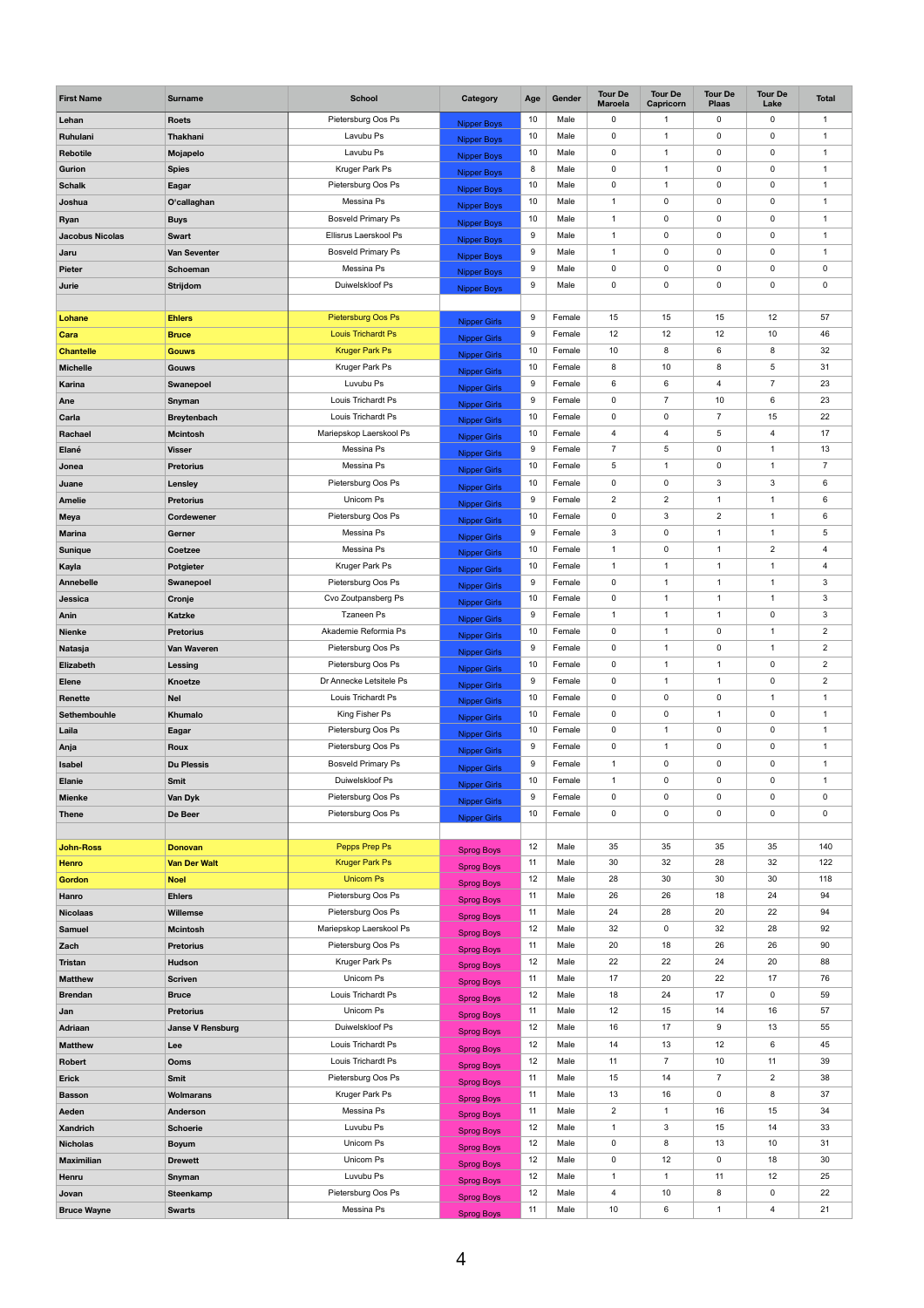| First Name | Surname | School | Category | Age | Gender | Tour De Maroela | Tour De Capricorn | Tour De Plaas | Tour De Lake | Total |
|---|---|---|---|---|---|---|---|---|---|---|
| Lehan | Roets | Pietersburg Oos Ps | Nipper Boys | 10 | Male | 0 | 1 | 0 | 0 | 1 |
| Ruhulani | Thakhani | Lavubu Ps | Nipper Boys | 10 | Male | 0 | 1 | 0 | 0 | 1 |
| Rebotile | Mojapelo | Lavubu Ps | Nipper Boys | 10 | Male | 0 | 1 | 0 | 0 | 1 |
| Gurion | Spies | Kruger Park Ps | Nipper Boys | 8 | Male | 0 | 1 | 0 | 0 | 1 |
| Schalk | Eagar | Pietersburg Oos Ps | Nipper Boys | 10 | Male | 0 | 1 | 0 | 0 | 1 |
| Joshua | O'callaghan | Messina Ps | Nipper Boys | 10 | Male | 1 | 0 | 0 | 0 | 1 |
| Ryan | Buys | Bosveld Primary Ps | Nipper Boys | 10 | Male | 1 | 0 | 0 | 0 | 1 |
| Jacobus Nicolas | Swart | Ellisrus Laerskool Ps | Nipper Boys | 9 | Male | 1 | 0 | 0 | 0 | 1 |
| Jaru | Van Seventer | Bosveld Primary Ps | Nipper Boys | 9 | Male | 1 | 0 | 0 | 0 | 1 |
| Pieter | Schoeman | Messina Ps | Nipper Boys | 9 | Male | 0 | 0 | 0 | 0 | 0 |
| Jurie | Strijdom | Duiwelskloof Ps | Nipper Boys | 9 | Male | 0 | 0 | 0 | 0 | 0 |
| | | | | | | | | | | |
| Lohane | Ehlers | Pietersburg Oos Ps | Nipper Girls | 9 | Female | 15 | 15 | 15 | 12 | 57 |
| Cara | Bruce | Louis Trichardt Ps | Nipper Girls | 9 | Female | 12 | 12 | 12 | 10 | 46 |
| Chantelle | Gouws | Kruger Park Ps | Nipper Girls | 10 | Female | 10 | 8 | 6 | 8 | 32 |
| Michelle | Gouws | Kruger Park Ps | Nipper Girls | 10 | Female | 8 | 10 | 8 | 5 | 31 |
| Karina | Swanepoel | Luvuvu Ps | Nipper Girls | 9 | Female | 6 | 6 | 4 | 7 | 23 |
| Ane | Snyman | Louis Trichardt Ps | Nipper Girls | 9 | Female | 0 | 7 | 10 | 6 | 23 |
| Carla | Breytenbach | Louis Trichardt Ps | Nipper Girls | 10 | Female | 0 | 0 | 7 | 15 | 22 |
| Rachael | Mcintosh | Mariepskop Laerskool Ps | Nipper Girls | 10 | Female | 4 | 4 | 5 | 4 | 17 |
| Elané | Visser | Messina Ps | Nipper Girls | 9 | Female | 7 | 5 | 0 | 1 | 13 |
| Jonea | Pretorius | Messina Ps | Nipper Girls | 10 | Female | 5 | 1 | 0 | 1 | 7 |
| Juane | Lensley | Pietersburg Oos Ps | Nipper Girls | 10 | Female | 0 | 0 | 3 | 3 | 6 |
| Amelie | Pretorius | Unicorn Ps | Nipper Girls | 9 | Female | 2 | 2 | 1 | 1 | 6 |
| Meya | Cordewener | Pietersburg Oos Ps | Nipper Girls | 10 | Female | 0 | 3 | 2 | 1 | 6 |
| Marina | Gerner | Messina Ps | Nipper Girls | 9 | Female | 3 | 0 | 1 | 1 | 5 |
| Sunique | Coetzee | Messina Ps | Nipper Girls | 10 | Female | 1 | 0 | 1 | 2 | 4 |
| Kayla | Potgieter | Kruger Park Ps | Nipper Girls | 10 | Female | 1 | 1 | 1 | 1 | 4 |
| Annebelle | Swanepoel | Pietersburg Oos Ps | Nipper Girls | 9 | Female | 0 | 1 | 1 | 1 | 3 |
| Jessica | Cronje | Cvo Zoutpansberg Ps | Nipper Girls | 10 | Female | 0 | 1 | 1 | 1 | 3 |
| Anin | Katzke | Tzaneen Ps | Nipper Girls | 9 | Female | 1 | 1 | 1 | 0 | 3 |
| Nienke | Pretorius | Akademie Reformia Ps | Nipper Girls | 10 | Female | 0 | 1 | 0 | 1 | 2 |
| Natasja | Van Waveren | Pietersburg Oos Ps | Nipper Girls | 9 | Female | 0 | 1 | 0 | 1 | 2 |
| Elizabeth | Lessing | Pietersburg Oos Ps | Nipper Girls | 10 | Female | 0 | 1 | 1 | 0 | 2 |
| Elene | Knoetze | Dr Annecke Letsitele Ps | Nipper Girls | 9 | Female | 0 | 1 | 1 | 0 | 2 |
| Renette | Nel | Louis Trichardt Ps | Nipper Girls | 10 | Female | 0 | 0 | 0 | 1 | 1 |
| Sethembouhle | Khumalo | King Fisher Ps | Nipper Girls | 10 | Female | 0 | 0 | 1 | 0 | 1 |
| Laila | Eagar | Pietersburg Oos Ps | Nipper Girls | 10 | Female | 0 | 1 | 0 | 0 | 1 |
| Anja | Roux | Pietersburg Oos Ps | Nipper Girls | 9 | Female | 0 | 1 | 0 | 0 | 1 |
| Isabel | Du Plessis | Bosveld Primary Ps | Nipper Girls | 9 | Female | 1 | 0 | 0 | 0 | 1 |
| Elanie | Smit | Duiwelskloof Ps | Nipper Girls | 10 | Female | 1 | 0 | 0 | 0 | 1 |
| Mienke | Van Dyk | Pietersburg Oos Ps | Nipper Girls | 9 | Female | 0 | 0 | 0 | 0 | 0 |
| Thene | De Beer | Pietersburg Oos Ps | Nipper Girls | 10 | Female | 0 | 0 | 0 | 0 | 0 |
| | | | | | | | | | | |
| John-Ross | Donovan | Pepps Prep Ps | Sprog Boys | 12 | Male | 35 | 35 | 35 | 35 | 140 |
| Henro | Van Der Walt | Kruger Park Ps | Sprog Boys | 11 | Male | 30 | 32 | 28 | 32 | 122 |
| Gordon | Noel | Unicorn Ps | Sprog Boys | 12 | Male | 28 | 30 | 30 | 30 | 118 |
| Hanro | Ehlers | Pietersburg Oos Ps | Sprog Boys | 11 | Male | 26 | 26 | 18 | 24 | 94 |
| Nicolaas | Willemse | Pietersburg Oos Ps | Sprog Boys | 11 | Male | 24 | 28 | 20 | 22 | 94 |
| Samuel | Mcintosh | Mariepskop Laerskool Ps | Sprog Boys | 12 | Male | 32 | 0 | 32 | 28 | 92 |
| Zach | Pretorius | Pietersburg Oos Ps | Sprog Boys | 11 | Male | 20 | 18 | 26 | 26 | 90 |
| Tristan | Hudson | Kruger Park Ps | Sprog Boys | 12 | Male | 22 | 22 | 24 | 20 | 88 |
| Matthew | Scriven | Unicorn Ps | Sprog Boys | 11 | Male | 17 | 20 | 22 | 17 | 76 |
| Brendan | Bruce | Louis Trichardt Ps | Sprog Boys | 12 | Male | 18 | 24 | 17 | 0 | 59 |
| Jan | Pretorius | Unicorn Ps | Sprog Boys | 11 | Male | 12 | 15 | 14 | 16 | 57 |
| Adriaan | Janse V Rensburg | Duiwelskloof Ps | Sprog Boys | 12 | Male | 16 | 17 | 9 | 13 | 55 |
| Matthew | Lee | Louis Trichardt Ps | Sprog Boys | 12 | Male | 14 | 13 | 12 | 6 | 45 |
| Robert | Ooms | Louis Trichardt Ps | Sprog Boys | 12 | Male | 11 | 7 | 10 | 11 | 39 |
| Erick | Smit | Pietersburg Oos Ps | Sprog Boys | 11 | Male | 15 | 14 | 7 | 2 | 38 |
| Basson | Wolmarans | Kruger Park Ps | Sprog Boys | 11 | Male | 13 | 16 | 0 | 8 | 37 |
| Aeden | Anderson | Messina Ps | Sprog Boys | 11 | Male | 2 | 1 | 16 | 15 | 34 |
| Xandrich | Schoerie | Luvuvu Ps | Sprog Boys | 12 | Male | 1 | 3 | 15 | 14 | 33 |
| Nicholas | Boyum | Unicorn Ps | Sprog Boys | 12 | Male | 0 | 8 | 13 | 10 | 31 |
| Maximilian | Drewett | Unicorn Ps | Sprog Boys | 12 | Male | 0 | 12 | 0 | 18 | 30 |
| Henru | Snyman | Luvuvu Ps | Sprog Boys | 12 | Male | 1 | 1 | 11 | 12 | 25 |
| Jovan | Steenkamp | Pietersburg Oos Ps | Sprog Boys | 12 | Male | 4 | 10 | 8 | 0 | 22 |
| Bruce Wayne | Swarts | Messina Ps | Sprog Boys | 11 | Male | 10 | 6 | 1 | 4 | 21 |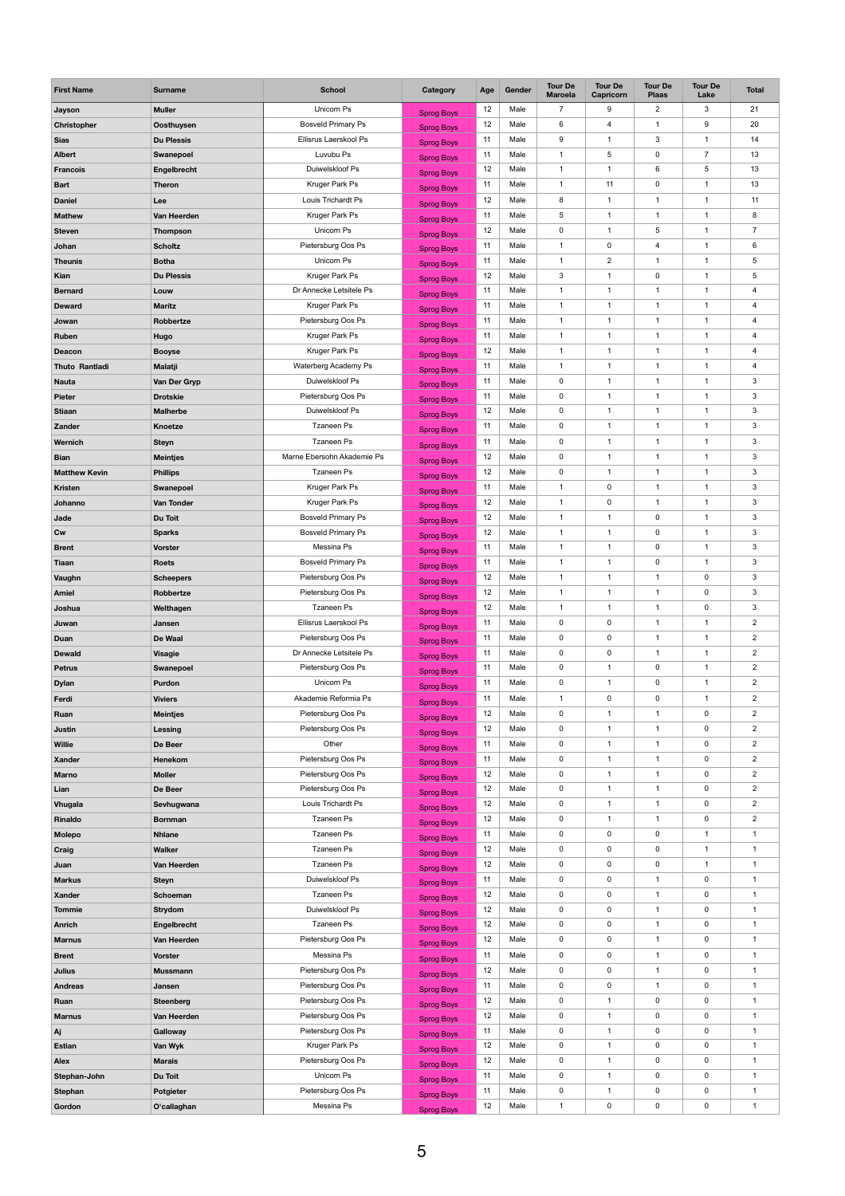| First Name | Surname | School | Category | Age | Gender | Tour De Maroela | Tour De Capricorn | Tour De Plaas | Tour De Lake | Total |
|---|---|---|---|---|---|---|---|---|---|---|
| Jayson | Muller | Unicorn Ps | Sprog Boys | 12 | Male | 7 | 9 | 2 | 3 | 21 |
| Christopher | Oosthuysen | Bosveld Primary Ps | Sprog Boys | 12 | Male | 6 | 4 | 1 | 9 | 20 |
| Sias | Du Plessis | Ellisrus Laerskool Ps | Sprog Boys | 11 | Male | 9 | 1 | 3 | 1 | 14 |
| Albert | Swanepoel | Luvubu Ps | Sprog Boys | 11 | Male | 1 | 5 | 0 | 7 | 13 |
| Francois | Engelbrecht | Duiwelskloof Ps | Sprog Boys | 12 | Male | 1 | 1 | 6 | 5 | 13 |
| Bart | Theron | Kruger Park Ps | Sprog Boys | 11 | Male | 1 | 11 | 0 | 1 | 13 |
| Daniel | Lee | Louis Trichardt Ps | Sprog Boys | 12 | Male | 8 | 1 | 1 | 1 | 11 |
| Mathew | Van Heerden | Kruger Park Ps | Sprog Boys | 11 | Male | 5 | 1 | 1 | 1 | 8 |
| Steven | Thompson | Unicorn Ps | Sprog Boys | 12 | Male | 0 | 1 | 5 | 1 | 7 |
| Johan | Scholtz | Pietersburg Oos Ps | Sprog Boys | 11 | Male | 1 | 0 | 4 | 1 | 6 |
| Theunis | Botha | Unicorn Ps | Sprog Boys | 11 | Male | 1 | 2 | 1 | 1 | 5 |
| Kian | Du Plessis | Kruger Park Ps | Sprog Boys | 12 | Male | 3 | 1 | 0 | 1 | 5 |
| Bernard | Louw | Dr Annecke Letsitele Ps | Sprog Boys | 11 | Male | 1 | 1 | 1 | 1 | 4 |
| Deward | Maritz | Kruger Park Ps | Sprog Boys | 11 | Male | 1 | 1 | 1 | 1 | 4 |
| Jowan | Robbertze | Pietersburg Oos Ps | Sprog Boys | 11 | Male | 1 | 1 | 1 | 1 | 4 |
| Ruben | Hugo | Kruger Park Ps | Sprog Boys | 11 | Male | 1 | 1 | 1 | 1 | 4 |
| Deacon | Booyse | Kruger Park Ps | Sprog Boys | 12 | Male | 1 | 1 | 1 | 1 | 4 |
| Thuto Rantladi | Malatji | Waterberg Academy Ps | Sprog Boys | 11 | Male | 1 | 1 | 1 | 1 | 4 |
| Nauta | Van Der Gryp | Duiwelskloof Ps | Sprog Boys | 11 | Male | 0 | 1 | 1 | 1 | 3 |
| Pieter | Drotskie | Pietersburg Oos Ps | Sprog Boys | 11 | Male | 0 | 1 | 1 | 1 | 3 |
| Stiaan | Malherbe | Duiwelskloof Ps | Sprog Boys | 12 | Male | 0 | 1 | 1 | 1 | 3 |
| Zander | Knoetze | Tzaneen Ps | Sprog Boys | 11 | Male | 0 | 1 | 1 | 1 | 3 |
| Wernich | Steyn | Tzaneen Ps | Sprog Boys | 11 | Male | 0 | 1 | 1 | 1 | 3 |
| Bian | Meintjes | Marne Ebersohn Akademie Ps | Sprog Boys | 12 | Male | 0 | 1 | 1 | 1 | 3 |
| Matthew Kevin | Phillips | Tzaneen Ps | Sprog Boys | 12 | Male | 0 | 1 | 1 | 1 | 3 |
| Kristen | Swanepoel | Kruger Park Ps | Sprog Boys | 11 | Male | 1 | 0 | 1 | 1 | 3 |
| Johanno | Van Tonder | Kruger Park Ps | Sprog Boys | 12 | Male | 1 | 0 | 1 | 1 | 3 |
| Jade | Du Toit | Bosveld Primary Ps | Sprog Boys | 12 | Male | 1 | 1 | 0 | 1 | 3 |
| Cw | Sparks | Bosveld Primary Ps | Sprog Boys | 12 | Male | 1 | 1 | 0 | 1 | 3 |
| Brent | Vorster | Messina Ps | Sprog Boys | 11 | Male | 1 | 1 | 0 | 1 | 3 |
| Tiaan | Roets | Bosveld Primary Ps | Sprog Boys | 11 | Male | 1 | 1 | 0 | 1 | 3 |
| Vaughn | Scheepers | Pietersburg Oos Ps | Sprog Boys | 12 | Male | 1 | 1 | 1 | 0 | 3 |
| Amiel | Robbertze | Pietersburg Oos Ps | Sprog Boys | 12 | Male | 1 | 1 | 1 | 0 | 3 |
| Joshua | Welthagen | Tzaneen Ps | Sprog Boys | 12 | Male | 1 | 1 | 1 | 0 | 3 |
| Juwan | Jansen | Ellisrus Laerskool Ps | Sprog Boys | 11 | Male | 0 | 0 | 1 | 1 | 2 |
| Duan | De Waal | Pietersburg Oos Ps | Sprog Boys | 11 | Male | 0 | 0 | 1 | 1 | 2 |
| Dewald | Visagie | Dr Annecke Letsitele Ps | Sprog Boys | 11 | Male | 0 | 0 | 1 | 1 | 2 |
| Petrus | Swanepoel | Pietersburg Oos Ps | Sprog Boys | 11 | Male | 0 | 1 | 0 | 1 | 2 |
| Dylan | Purdon | Unicorn Ps | Sprog Boys | 11 | Male | 0 | 1 | 0 | 1 | 2 |
| Ferdi | Viviers | Akademie Reformia Ps | Sprog Boys | 11 | Male | 1 | 0 | 0 | 1 | 2 |
| Ruan | Meintjes | Pietersburg Oos Ps | Sprog Boys | 12 | Male | 0 | 1 | 1 | 0 | 2 |
| Justin | Lessing | Pietersburg Oos Ps | Sprog Boys | 12 | Male | 0 | 1 | 1 | 0 | 2 |
| Willie | De Beer | Other | Sprog Boys | 11 | Male | 0 | 1 | 1 | 0 | 2 |
| Xander | Henekom | Pietersburg Oos Ps | Sprog Boys | 11 | Male | 0 | 1 | 1 | 0 | 2 |
| Marno | Moller | Pietersburg Oos Ps | Sprog Boys | 12 | Male | 0 | 1 | 1 | 0 | 2 |
| Lian | De Beer | Pietersburg Oos Ps | Sprog Boys | 12 | Male | 0 | 1 | 1 | 0 | 2 |
| Vhugala | Sevhugwana | Louis Trichardt Ps | Sprog Boys | 12 | Male | 0 | 1 | 1 | 0 | 2 |
| Rinaldo | Bornman | Tzaneen Ps | Sprog Boys | 12 | Male | 0 | 1 | 1 | 0 | 2 |
| Molepo | Nhlane | Tzaneen Ps | Sprog Boys | 11 | Male | 0 | 0 | 0 | 1 | 1 |
| Craig | Walker | Tzaneen Ps | Sprog Boys | 12 | Male | 0 | 0 | 0 | 1 | 1 |
| Juan | Van Heerden | Tzaneen Ps | Sprog Boys | 12 | Male | 0 | 0 | 0 | 1 | 1 |
| Markus | Steyn | Duiwelskloof Ps | Sprog Boys | 11 | Male | 0 | 0 | 1 | 0 | 1 |
| Xander | Schoeman | Tzaneen Ps | Sprog Boys | 12 | Male | 0 | 0 | 1 | 0 | 1 |
| Tommie | Strydom | Duiwelskloof Ps | Sprog Boys | 12 | Male | 0 | 0 | 1 | 0 | 1 |
| Anrich | Engelbrecht | Tzaneen Ps | Sprog Boys | 12 | Male | 0 | 0 | 1 | 0 | 1 |
| Marnus | Van Heerden | Pietersburg Oos Ps | Sprog Boys | 12 | Male | 0 | 0 | 1 | 0 | 1 |
| Brent | Vorster | Messina Ps | Sprog Boys | 11 | Male | 0 | 0 | 1 | 0 | 1 |
| Julius | Mussmann | Pietersburg Oos Ps | Sprog Boys | 12 | Male | 0 | 0 | 1 | 0 | 1 |
| Andreas | Jansen | Pietersburg Oos Ps | Sprog Boys | 11 | Male | 0 | 0 | 1 | 0 | 1 |
| Ruan | Steenberg | Pietersburg Oos Ps | Sprog Boys | 12 | Male | 0 | 1 | 0 | 0 | 1 |
| Marnus | Van Heerden | Pietersburg Oos Ps | Sprog Boys | 12 | Male | 0 | 1 | 0 | 0 | 1 |
| Aj | Galloway | Pietersburg Oos Ps | Sprog Boys | 11 | Male | 0 | 1 | 0 | 0 | 1 |
| Estian | Van Wyk | Kruger Park Ps | Sprog Boys | 12 | Male | 0 | 1 | 0 | 0 | 1 |
| Alex | Marais | Pietersburg Oos Ps | Sprog Boys | 12 | Male | 0 | 1 | 0 | 0 | 1 |
| Stephan-John | Du Toit | Unicorn Ps | Sprog Boys | 11 | Male | 0 | 1 | 0 | 0 | 1 |
| Stephan | Potgieter | Pietersburg Oos Ps | Sprog Boys | 11 | Male | 0 | 1 | 0 | 0 | 1 |
| Gordon | O'callaghan | Messina Ps | Sprog Boys | 12 | Male | 1 | 0 | 0 | 0 | 1 |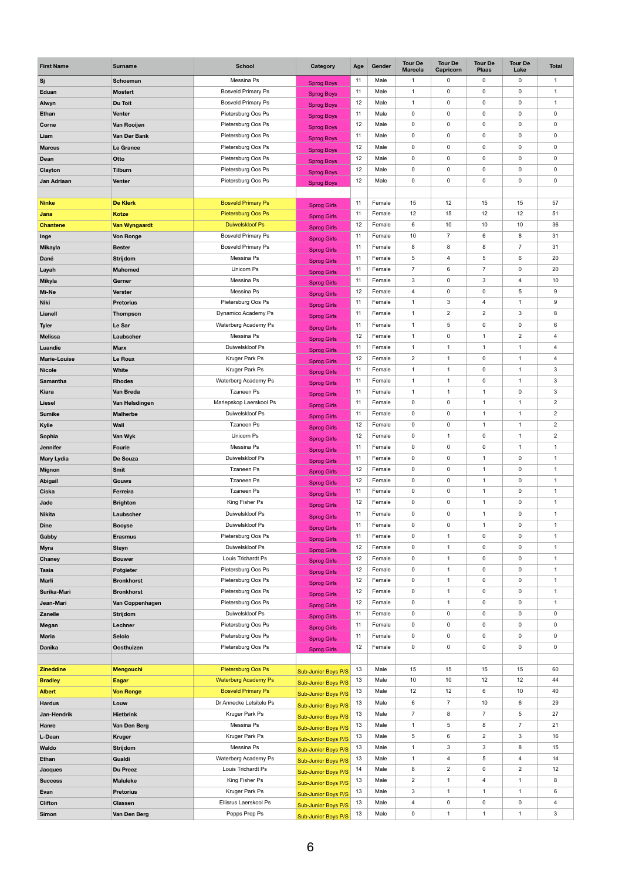| First Name | Surname | School | Category | Age | Gender | Tour De Maroela | Tour De Capricorn | Tour De Plaas | Tour De Lake | Total |
|---|---|---|---|---|---|---|---|---|---|---|
| Sj | Schoeman | Messina Ps | Sprog Boys | 11 | Male | 1 | 0 | 0 | 0 | 1 |
| Eduan | Mostert | Bosveld Primary Ps | Sprog Boys | 11 | Male | 1 | 0 | 0 | 0 | 1 |
| Alwyn | Du Toit | Bosveld Primary Ps | Sprog Boys | 12 | Male | 1 | 0 | 0 | 0 | 1 |
| Ethan | Venter | Pietersburg Oos Ps | Sprog Boys | 11 | Male | 0 | 0 | 0 | 0 | 0 |
| Corne | Van Rooijen | Pietersburg Oos Ps | Sprog Boys | 12 | Male | 0 | 0 | 0 | 0 | 0 |
| Liam | Van Der Bank | Pietersburg Oos Ps | Sprog Boys | 11 | Male | 0 | 0 | 0 | 0 | 0 |
| Marcus | Le Grance | Pietersburg Oos Ps | Sprog Boys | 12 | Male | 0 | 0 | 0 | 0 | 0 |
| Dean | Otto | Pietersburg Oos Ps | Sprog Boys | 12 | Male | 0 | 0 | 0 | 0 | 0 |
| Clayton | Tilburn | Pietersburg Oos Ps | Sprog Boys | 12 | Male | 0 | 0 | 0 | 0 | 0 |
| Jan Adriaan | Venter | Pietersburg Oos Ps | Sprog Boys | 12 | Male | 0 | 0 | 0 | 0 | 0 |
| | | | | | | | | | | |
| Ninke | De Klerk | Bosveld Primary Ps | Sprog Girls | 11 | Female | 15 | 12 | 15 | 15 | 57 |
| Jana | Kotze | Pietersburg Oos Ps | Sprog Girls | 11 | Female | 12 | 15 | 12 | 12 | 51 |
| Chantene | Van Wyngaardt | Duiwelskloof Ps | Sprog Girls | 12 | Female | 6 | 10 | 10 | 10 | 36 |
| Inge | Von Ronge | Bosveld Primary Ps | Sprog Girls | 11 | Female | 10 | 7 | 6 | 8 | 31 |
| Mikayla | Bester | Bosveld Primary Ps | Sprog Girls | 11 | Female | 8 | 8 | 8 | 7 | 31 |
| Dané | Strijdom | Messina Ps | Sprog Girls | 11 | Female | 5 | 4 | 5 | 6 | 20 |
| Layah | Mahomed | Unicom Ps | Sprog Girls | 11 | Female | 7 | 6 | 7 | 0 | 20 |
| Mikyla | Gerner | Messina Ps | Sprog Girls | 11 | Female | 3 | 0 | 3 | 4 | 10 |
| Mi-Ne | Verster | Messina Ps | Sprog Girls | 12 | Female | 4 | 0 | 0 | 5 | 9 |
| Niki | Pretorius | Pietersburg Oos Ps | Sprog Girls | 11 | Female | 1 | 3 | 4 | 1 | 9 |
| Lianell | Thompson | Dynamico Academy Ps | Sprog Girls | 11 | Female | 1 | 2 | 2 | 3 | 8 |
| Tyler | Le Sar | Waterberg Academy Ps | Sprog Girls | 11 | Female | 1 | 5 | 0 | 0 | 6 |
| Melissa | Laubscher | Messina Ps | Sprog Girls | 12 | Female | 1 | 0 | 1 | 2 | 4 |
| Luandie | Marx | Duiwelskloof Ps | Sprog Girls | 11 | Female | 1 | 1 | 1 | 1 | 4 |
| Marie-Louise | Le Roux | Kruger Park Ps | Sprog Girls | 12 | Female | 2 | 1 | 0 | 1 | 4 |
| Nicole | White | Kruger Park Ps | Sprog Girls | 11 | Female | 1 | 1 | 0 | 1 | 3 |
| Samantha | Rhodes | Waterberg Academy Ps | Sprog Girls | 11 | Female | 1 | 1 | 0 | 1 | 3 |
| Kiara | Van Breda | Tzaneen Ps | Sprog Girls | 11 | Female | 1 | 1 | 1 | 0 | 3 |
| Liesel | Van Helsdingen | Mariepskop Laerskool Ps | Sprog Girls | 11 | Female | 0 | 0 | 1 | 1 | 2 |
| Sumike | Malherbe | Duiwelskloof Ps | Sprog Girls | 11 | Female | 0 | 0 | 1 | 1 | 2 |
| Kylie | Wall | Tzaneen Ps | Sprog Girls | 12 | Female | 0 | 0 | 1 | 1 | 2 |
| Sophia | Van Wyk | Unicom Ps | Sprog Girls | 12 | Female | 0 | 1 | 0 | 1 | 2 |
| Jennifer | Fourie | Messina Ps | Sprog Girls | 11 | Female | 0 | 0 | 0 | 1 | 1 |
| Mary Lydia | De Souza | Duiwelskloof Ps | Sprog Girls | 11 | Female | 0 | 0 | 1 | 0 | 1 |
| Mignon | Smit | Tzaneen Ps | Sprog Girls | 12 | Female | 0 | 0 | 1 | 0 | 1 |
| Abigail | Gouws | Tzaneen Ps | Sprog Girls | 12 | Female | 0 | 0 | 1 | 0 | 1 |
| Ciska | Ferreira | Tzaneen Ps | Sprog Girls | 11 | Female | 0 | 0 | 1 | 0 | 1 |
| Jade | Brighton | King Fisher Ps | Sprog Girls | 12 | Female | 0 | 0 | 1 | 0 | 1 |
| Nikita | Laubscher | Duiwelskloof Ps | Sprog Girls | 11 | Female | 0 | 0 | 1 | 0 | 1 |
| Dine | Booyse | Duiwelskloof Ps | Sprog Girls | 11 | Female | 0 | 0 | 1 | 0 | 1 |
| Gabby | Erasmus | Pietersburg Oos Ps | Sprog Girls | 11 | Female | 0 | 1 | 0 | 0 | 1 |
| Myra | Steyn | Duiwelskloof Ps | Sprog Girls | 12 | Female | 0 | 1 | 0 | 0 | 1 |
| Chaney | Bouwer | Louis Trichardt Ps | Sprog Girls | 12 | Female | 0 | 1 | 0 | 0 | 1 |
| Tasia | Potgieter | Pietersburg Oos Ps | Sprog Girls | 12 | Female | 0 | 1 | 0 | 0 | 1 |
| Marli | Bronkhorst | Pietersburg Oos Ps | Sprog Girls | 12 | Female | 0 | 1 | 0 | 0 | 1 |
| Surika-Mari | Bronkhorst | Pietersburg Oos Ps | Sprog Girls | 12 | Female | 0 | 1 | 0 | 0 | 1 |
| Jean-Mari | Van Coppenhagen | Pietersburg Oos Ps | Sprog Girls | 12 | Female | 0 | 1 | 0 | 0 | 1 |
| Zanelle | Strijdom | Duiwelskloof Ps | Sprog Girls | 11 | Female | 0 | 0 | 0 | 0 | 0 |
| Megan | Lechner | Pietersburg Oos Ps | Sprog Girls | 11 | Female | 0 | 0 | 0 | 0 | 0 |
| Maria | Selolo | Pietersburg Oos Ps | Sprog Girls | 11 | Female | 0 | 0 | 0 | 0 | 0 |
| Danika | Oosthuizen | Pietersburg Oos Ps | Sprog Girls | 12 | Female | 0 | 0 | 0 | 0 | 0 |
| | | | | | | | | | | |
| Zineddine | Mengouchi | Pietersburg Oos Ps | Sub-Junior Boys P/S | 13 | Male | 15 | 15 | 15 | 15 | 60 |
| Bradley | Eagar | Waterberg Academy Ps | Sub-Junior Boys P/S | 13 | Male | 10 | 10 | 12 | 12 | 44 |
| Albert | Von Ronge | Bosveld Primary Ps | Sub-Junior Boys P/S | 13 | Male | 12 | 12 | 6 | 10 | 40 |
| Hardus | Louw | Dr Annecke Letsitele Ps | Sub-Junior Boys P/S | 13 | Male | 6 | 7 | 10 | 6 | 29 |
| Jan-Hendrik | Hietbrink | Kruger Park Ps | Sub-Junior Boys P/S | 13 | Male | 7 | 8 | 7 | 5 | 27 |
| Hanre | Van Den Berg | Messina Ps | Sub-Junior Boys P/S | 13 | Male | 1 | 5 | 8 | 7 | 21 |
| L-Dean | Kruger | Kruger Park Ps | Sub-Junior Boys P/S | 13 | Male | 5 | 6 | 2 | 3 | 16 |
| Waldo | Strijdom | Messina Ps | Sub-Junior Boys P/S | 13 | Male | 1 | 3 | 3 | 8 | 15 |
| Ethan | Gualdi | Waterberg Academy Ps | Sub-Junior Boys P/S | 13 | Male | 1 | 4 | 5 | 4 | 14 |
| Jacques | Du Preez | Louis Trichardt Ps | Sub-Junior Boys P/S | 14 | Male | 8 | 2 | 0 | 2 | 12 |
| Success | Maluleke | King Fisher Ps | Sub-Junior Boys P/S | 13 | Male | 2 | 1 | 4 | 1 | 8 |
| Evan | Pretorius | Kruger Park Ps | Sub-Junior Boys P/S | 13 | Male | 3 | 1 | 1 | 1 | 6 |
| Clifton | Classen | Ellisrus Laerskool Ps | Sub-Junior Boys P/S | 13 | Male | 4 | 0 | 0 | 0 | 4 |
| Simon | Van Den Berg | Pepps Prep Ps | Sub-Junior Boys P/S | 13 | Male | 0 | 1 | 1 | 1 | 3 |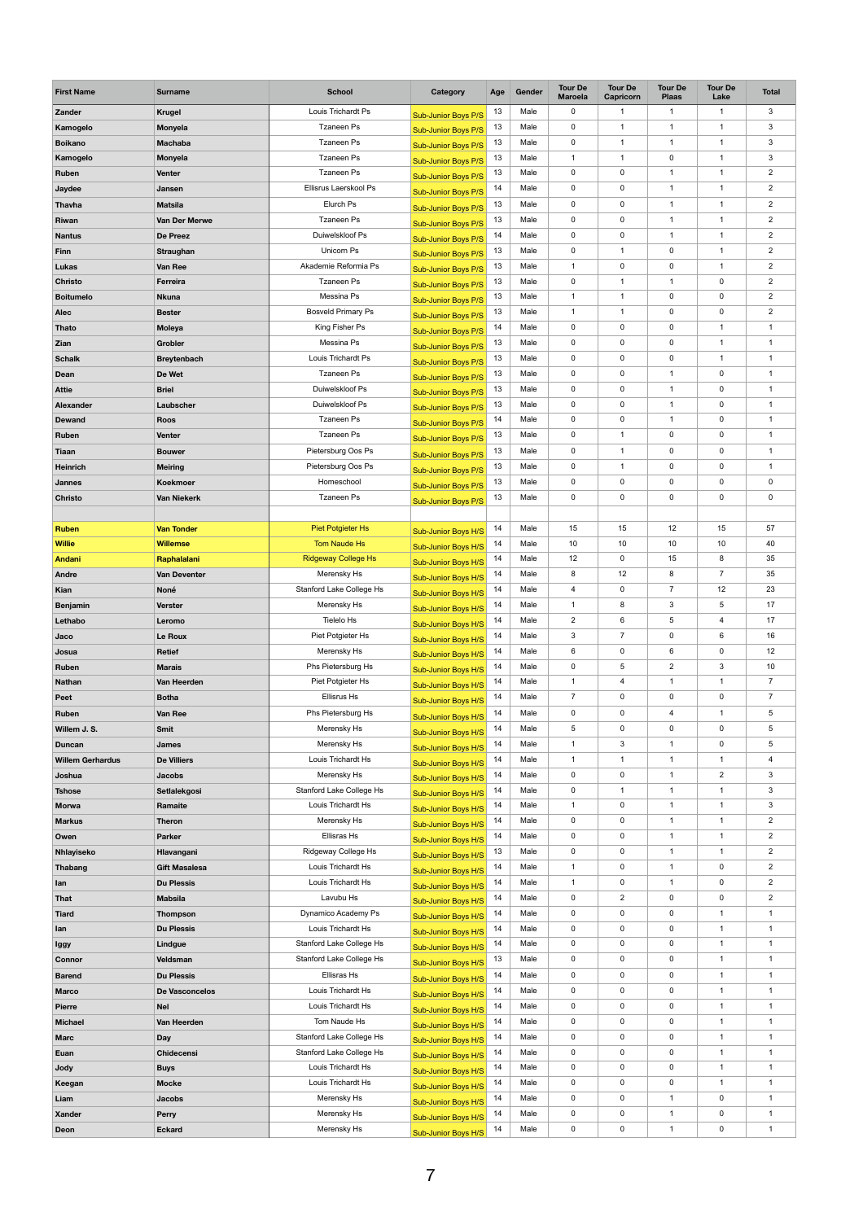| First Name | Surname | School | Category | Age | Gender | Tour De Maroela | Tour De Capricorn | Tour De Plaas | Tour De Lake | Total |
|---|---|---|---|---|---|---|---|---|---|---|
| Zander | Krugel | Louis Trichardt Ps | Sub-Junior Boys P/S | 13 | Male | 0 | 1 | 1 | 1 | 3 |
| Kamogelo | Monyela | Tzaneen Ps | Sub-Junior Boys P/S | 13 | Male | 0 | 1 | 1 | 1 | 3 |
| Boikano | Machaba | Tzaneen Ps | Sub-Junior Boys P/S | 13 | Male | 0 | 1 | 1 | 1 | 3 |
| Kamogelo | Monyela | Tzaneen Ps | Sub-Junior Boys P/S | 13 | Male | 1 | 1 | 0 | 1 | 3 |
| Ruben | Venter | Tzaneen Ps | Sub-Junior Boys P/S | 13 | Male | 0 | 0 | 1 | 1 | 2 |
| Jaydee | Jansen | Ellisrus Laerskool Ps | Sub-Junior Boys P/S | 14 | Male | 0 | 0 | 1 | 1 | 2 |
| Thavha | Matsila | Elurch Ps | Sub-Junior Boys P/S | 13 | Male | 0 | 0 | 1 | 1 | 2 |
| Riwan | Van Der Merwe | Tzaneen Ps | Sub-Junior Boys P/S | 13 | Male | 0 | 0 | 1 | 1 | 2 |
| Nantus | De Preez | Duiwelskloof Ps | Sub-Junior Boys P/S | 14 | Male | 0 | 0 | 1 | 1 | 2 |
| Finn | Straughan | Unicorn Ps | Sub-Junior Boys P/S | 13 | Male | 0 | 1 | 0 | 1 | 2 |
| Lukas | Van Ree | Akademie Reformia Ps | Sub-Junior Boys P/S | 13 | Male | 1 | 0 | 0 | 1 | 2 |
| Christo | Ferreira | Tzaneen Ps | Sub-Junior Boys P/S | 13 | Male | 0 | 1 | 1 | 0 | 2 |
| Boitumelo | Nkuna | Messina Ps | Sub-Junior Boys P/S | 13 | Male | 1 | 1 | 0 | 0 | 2 |
| Alec | Bester | Bosveld Primary Ps | Sub-Junior Boys P/S | 13 | Male | 1 | 1 | 0 | 0 | 2 |
| Thato | Moleya | King Fisher Ps | Sub-Junior Boys P/S | 14 | Male | 0 | 0 | 0 | 1 | 1 |
| Zian | Grobler | Messina Ps | Sub-Junior Boys P/S | 13 | Male | 0 | 0 | 0 | 1 | 1 |
| Schalk | Breytenbach | Louis Trichardt Ps | Sub-Junior Boys P/S | 13 | Male | 0 | 0 | 0 | 1 | 1 |
| Dean | De Wet | Tzaneen Ps | Sub-Junior Boys P/S | 13 | Male | 0 | 0 | 1 | 0 | 1 |
| Attie | Briel | Duiwelskloof Ps | Sub-Junior Boys P/S | 13 | Male | 0 | 0 | 1 | 0 | 1 |
| Alexander | Laubscher | Duiwelskloof Ps | Sub-Junior Boys P/S | 13 | Male | 0 | 0 | 1 | 0 | 1 |
| Dewand | Roos | Tzaneen Ps | Sub-Junior Boys P/S | 14 | Male | 0 | 0 | 1 | 0 | 1 |
| Ruben | Venter | Tzaneen Ps | Sub-Junior Boys P/S | 13 | Male | 0 | 1 | 0 | 0 | 1 |
| Tiaan | Bouwer | Pietersburg Oos Ps | Sub-Junior Boys P/S | 13 | Male | 0 | 1 | 0 | 0 | 1 |
| Heinrich | Meiring | Pietersburg Oos Ps | Sub-Junior Boys P/S | 13 | Male | 0 | 1 | 0 | 0 | 1 |
| Jannes | Koekmoer | Homeschool | Sub-Junior Boys P/S | 13 | Male | 0 | 0 | 0 | 0 | 0 |
| Christo | Van Niekerk | Tzaneen Ps | Sub-Junior Boys P/S | 13 | Male | 0 | 0 | 0 | 0 | 0 |
| | | | | | | | | | | |
| Ruben | Van Tonder | Piet Potgieter Hs | Sub-Junior Boys H/S | 14 | Male | 15 | 15 | 12 | 15 | 57 |
| Willie | Willemse | Tom Naude Hs | Sub-Junior Boys H/S | 14 | Male | 10 | 10 | 10 | 10 | 40 |
| Andani | Raphalalani | Ridgeway College Hs | Sub-Junior Boys H/S | 14 | Male | 12 | 0 | 15 | 8 | 35 |
| Andre | Van Deventer | Merensky Hs | Sub-Junior Boys H/S | 14 | Male | 8 | 12 | 8 | 7 | 35 |
| Kian | Noné | Stanford Lake College Hs | Sub-Junior Boys H/S | 14 | Male | 4 | 0 | 7 | 12 | 23 |
| Benjamin | Verster | Merensky Hs | Sub-Junior Boys H/S | 14 | Male | 1 | 8 | 3 | 5 | 17 |
| Lethabo | Leromo | Tielelo Hs | Sub-Junior Boys H/S | 14 | Male | 2 | 6 | 5 | 4 | 17 |
| Jaco | Le Roux | Piet Potgieter Hs | Sub-Junior Boys H/S | 14 | Male | 3 | 7 | 0 | 6 | 16 |
| Josua | Retief | Merensky Hs | Sub-Junior Boys H/S | 14 | Male | 6 | 0 | 6 | 0 | 12 |
| Ruben | Marais | Phs Pietersburg Hs | Sub-Junior Boys H/S | 14 | Male | 0 | 5 | 2 | 3 | 10 |
| Nathan | Van Heerden | Piet Potgieter Hs | Sub-Junior Boys H/S | 14 | Male | 1 | 4 | 1 | 1 | 7 |
| Peet | Botha | Ellisrus Hs | Sub-Junior Boys H/S | 14 | Male | 7 | 0 | 0 | 0 | 7 |
| Ruben | Van Ree | Phs Pietersburg Hs | Sub-Junior Boys H/S | 14 | Male | 0 | 0 | 4 | 1 | 5 |
| Willem J. S. | Smit | Merensky Hs | Sub-Junior Boys H/S | 14 | Male | 5 | 0 | 0 | 0 | 5 |
| Duncan | James | Merensky Hs | Sub-Junior Boys H/S | 14 | Male | 1 | 3 | 1 | 0 | 5 |
| Willem Gerhardus | De Villiers | Louis Trichardt Hs | Sub-Junior Boys H/S | 14 | Male | 1 | 1 | 1 | 1 | 4 |
| Joshua | Jacobs | Merensky Hs | Sub-Junior Boys H/S | 14 | Male | 0 | 0 | 1 | 2 | 3 |
| Tshose | Setlalekgosi | Stanford Lake College Hs | Sub-Junior Boys H/S | 14 | Male | 0 | 1 | 1 | 1 | 3 |
| Morwa | Ramaite | Louis Trichardt Hs | Sub-Junior Boys H/S | 14 | Male | 1 | 0 | 1 | 1 | 3 |
| Markus | Theron | Merensky Hs | Sub-Junior Boys H/S | 14 | Male | 0 | 0 | 1 | 1 | 2 |
| Owen | Parker | Ellisras Hs | Sub-Junior Boys H/S | 14 | Male | 0 | 0 | 1 | 1 | 2 |
| Nhlayiseko | Hlavangani | Ridgeway College Hs | Sub-Junior Boys H/S | 13 | Male | 0 | 0 | 1 | 1 | 2 |
| Thabang | Gift Masalesa | Louis Trichardt Hs | Sub-Junior Boys H/S | 14 | Male | 1 | 0 | 1 | 0 | 2 |
| Ian | Du Plessis | Louis Trichardt Hs | Sub-Junior Boys H/S | 14 | Male | 1 | 0 | 1 | 0 | 2 |
| That | Mabsila | Lavubu Hs | Sub-Junior Boys H/S | 14 | Male | 0 | 2 | 0 | 0 | 2 |
| Tiard | Thompson | Dynamico Academy Ps | Sub-Junior Boys H/S | 14 | Male | 0 | 0 | 0 | 1 | 1 |
| Ian | Du Plessis | Louis Trichardt Hs | Sub-Junior Boys H/S | 14 | Male | 0 | 0 | 0 | 1 | 1 |
| Iggy | Lindgue | Stanford Lake College Hs | Sub-Junior Boys H/S | 14 | Male | 0 | 0 | 0 | 1 | 1 |
| Connor | Veldsman | Stanford Lake College Hs | Sub-Junior Boys H/S | 13 | Male | 0 | 0 | 0 | 1 | 1 |
| Barend | Du Plessis | Ellisras Hs | Sub-Junior Boys H/S | 14 | Male | 0 | 0 | 0 | 1 | 1 |
| Marco | De Vasconcelos | Louis Trichardt Hs | Sub-Junior Boys H/S | 14 | Male | 0 | 0 | 0 | 1 | 1 |
| Pierre | Nel | Louis Trichardt Hs | Sub-Junior Boys H/S | 14 | Male | 0 | 0 | 0 | 1 | 1 |
| Michael | Van Heerden | Tom Naude Hs | Sub-Junior Boys H/S | 14 | Male | 0 | 0 | 0 | 1 | 1 |
| Marc | Day | Stanford Lake College Hs | Sub-Junior Boys H/S | 14 | Male | 0 | 0 | 0 | 1 | 1 |
| Euan | Chidecensi | Stanford Lake College Hs | Sub-Junior Boys H/S | 14 | Male | 0 | 0 | 0 | 1 | 1 |
| Jody | Buys | Louis Trichardt Hs | Sub-Junior Boys H/S | 14 | Male | 0 | 0 | 0 | 1 | 1 |
| Keegan | Mocke | Louis Trichardt Hs | Sub-Junior Boys H/S | 14 | Male | 0 | 0 | 0 | 1 | 1 |
| Liam | Jacobs | Merensky Hs | Sub-Junior Boys H/S | 14 | Male | 0 | 0 | 1 | 0 | 1 |
| Xander | Perry | Merensky Hs | Sub-Junior Boys H/S | 14 | Male | 0 | 0 | 1 | 0 | 1 |
| Deon | Eckard | Merensky Hs | Sub-Junior Boys H/S | 14 | Male | 0 | 0 | 1 | 0 | 1 |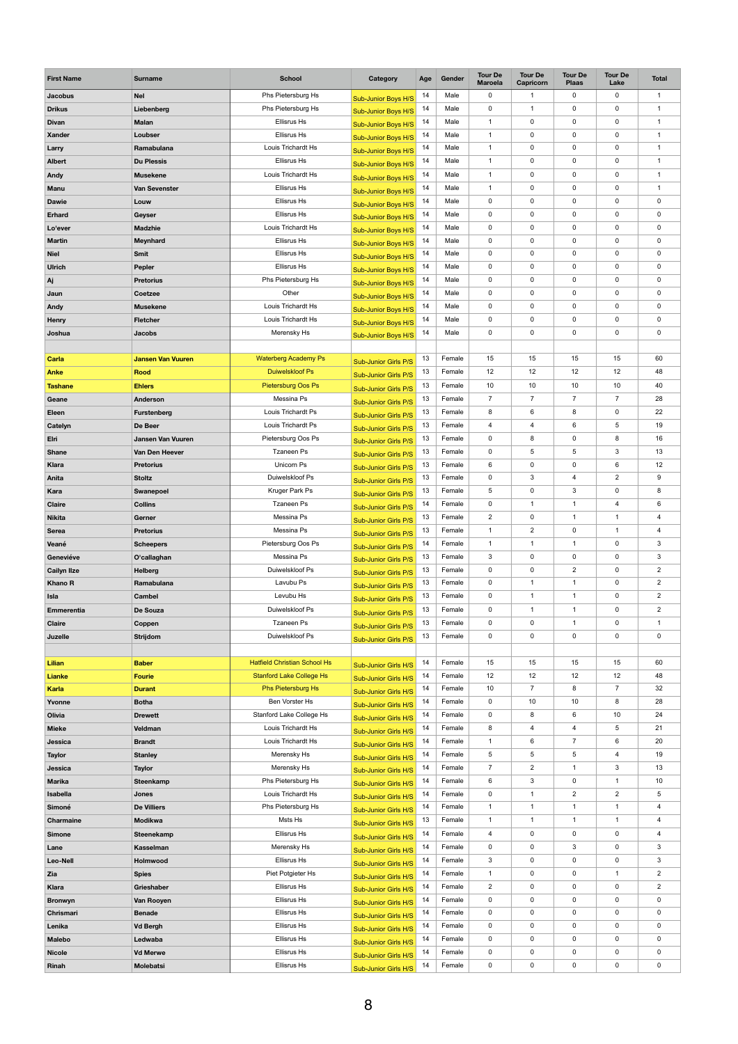| First Name | Surname | School | Category | Age | Gender | Tour De Maroela | Tour De Capricorn | Tour De Plaas | Tour De Lake | Total |
|---|---|---|---|---|---|---|---|---|---|---|
| Jacobus | Nel | Phs Pietersburg Hs | Sub-Junior Boys H/S | 14 | Male | 0 | 1 | 0 | 0 | 1 |
| Drikus | Liebenberg | Phs Pietersburg Hs | Sub-Junior Boys H/S | 14 | Male | 0 | 1 | 0 | 0 | 1 |
| Divan | Malan | Ellisrus Hs | Sub-Junior Boys H/S | 14 | Male | 1 | 0 | 0 | 0 | 1 |
| Xander | Loubser | Ellisrus Hs | Sub-Junior Boys H/S | 14 | Male | 1 | 0 | 0 | 0 | 1 |
| Larry | Ramabulana | Louis Trichardt Hs | Sub-Junior Boys H/S | 14 | Male | 1 | 0 | 0 | 0 | 1 |
| Albert | Du Plessis | Ellisrus Hs | Sub-Junior Boys H/S | 14 | Male | 1 | 0 | 0 | 0 | 1 |
| Andy | Musekene | Louis Trichardt Hs | Sub-Junior Boys H/S | 14 | Male | 1 | 0 | 0 | 0 | 1 |
| Manu | Van Sevenster | Ellisrus Hs | Sub-Junior Boys H/S | 14 | Male | 1 | 0 | 0 | 0 | 1 |
| Dawie | Louw | Ellisrus Hs | Sub-Junior Boys H/S | 14 | Male | 0 | 0 | 0 | 0 | 0 |
| Erhard | Geyser | Ellisrus Hs | Sub-Junior Boys H/S | 14 | Male | 0 | 0 | 0 | 0 | 0 |
| Lo'ever | Madzhie | Louis Trichardt Hs | Sub-Junior Boys H/S | 14 | Male | 0 | 0 | 0 | 0 | 0 |
| Martin | Meynhard | Ellisrus Hs | Sub-Junior Boys H/S | 14 | Male | 0 | 0 | 0 | 0 | 0 |
| Niel | Smit | Ellisrus Hs | Sub-Junior Boys H/S | 14 | Male | 0 | 0 | 0 | 0 | 0 |
| Ulrich | Pepler | Ellisrus Hs | Sub-Junior Boys H/S | 14 | Male | 0 | 0 | 0 | 0 | 0 |
| Aj | Pretorius | Phs Pietersburg Hs | Sub-Junior Boys H/S | 14 | Male | 0 | 0 | 0 | 0 | 0 |
| Jaun | Coetzee | Other | Sub-Junior Boys H/S | 14 | Male | 0 | 0 | 0 | 0 | 0 |
| Andy | Musekene | Louis Trichardt Hs | Sub-Junior Boys H/S | 14 | Male | 0 | 0 | 0 | 0 | 0 |
| Henry | Fletcher | Louis Trichardt Hs | Sub-Junior Boys H/S | 14 | Male | 0 | 0 | 0 | 0 | 0 |
| Joshua | Jacobs | Merensky Hs | Sub-Junior Boys H/S | 14 | Male | 0 | 0 | 0 | 0 | 0 |
| | | | | | | | | | | |
| Carla | Jansen Van Vuuren | Waterberg Academy Ps | Sub-Junior Girls P/S | 13 | Female | 15 | 15 | 15 | 15 | 60 |
| Anke | Rood | Duiwelskloof Ps | Sub-Junior Girls P/S | 13 | Female | 12 | 12 | 12 | 12 | 48 |
| Tashane | Ehlers | Pietersburg Oos Ps | Sub-Junior Girls P/S | 13 | Female | 10 | 10 | 10 | 10 | 40 |
| Geane | Anderson | Messina Ps | Sub-Junior Girls P/S | 13 | Female | 7 | 7 | 7 | 7 | 28 |
| Eleen | Furstenberg | Louis Trichardt Ps | Sub-Junior Girls P/S | 13 | Female | 8 | 6 | 8 | 0 | 22 |
| Catelyn | De Beer | Louis Trichardt Ps | Sub-Junior Girls P/S | 13 | Female | 4 | 4 | 6 | 5 | 19 |
| Elri | Jansen Van Vuuren | Pietersburg Oos Ps | Sub-Junior Girls P/S | 13 | Female | 0 | 8 | 0 | 8 | 16 |
| Shane | Van Den Heever | Tzaneen Ps | Sub-Junior Girls P/S | 13 | Female | 0 | 5 | 5 | 3 | 13 |
| Klara | Pretorius | Unicom Ps | Sub-Junior Girls P/S | 13 | Female | 6 | 0 | 0 | 6 | 12 |
| Anita | Stoltz | Duiwelskloof Ps | Sub-Junior Girls P/S | 13 | Female | 0 | 3 | 4 | 2 | 9 |
| Kara | Swanepoel | Kruger Park Ps | Sub-Junior Girls P/S | 13 | Female | 5 | 0 | 3 | 0 | 8 |
| Claire | Collins | Tzaneen Ps | Sub-Junior Girls P/S | 14 | Female | 0 | 1 | 1 | 4 | 6 |
| Nikita | Gerner | Messina Ps | Sub-Junior Girls P/S | 13 | Female | 2 | 0 | 1 | 1 | 4 |
| Serea | Pretorius | Messina Ps | Sub-Junior Girls P/S | 13 | Female | 1 | 2 | 0 | 1 | 4 |
| Veané | Scheepers | Pietersburg Oos Ps | Sub-Junior Girls P/S | 14 | Female | 1 | 1 | 1 | 0 | 3 |
| Geneviéve | O'callaghan | Messina Ps | Sub-Junior Girls P/S | 13 | Female | 3 | 0 | 0 | 0 | 3 |
| Cailyn Ilze | Helberg | Duiwelskloof Ps | Sub-Junior Girls P/S | 13 | Female | 0 | 0 | 2 | 0 | 2 |
| Khano R | Ramabulana | Lavubu Ps | Sub-Junior Girls P/S | 13 | Female | 0 | 1 | 1 | 0 | 2 |
| Isla | Cambel | Levubu Hs | Sub-Junior Girls P/S | 13 | Female | 0 | 1 | 1 | 0 | 2 |
| Emmerentia | De Souza | Duiwelskloof Ps | Sub-Junior Girls P/S | 13 | Female | 0 | 1 | 1 | 0 | 2 |
| Claire | Coppen | Tzaneen Ps | Sub-Junior Girls P/S | 13 | Female | 0 | 0 | 1 | 0 | 1 |
| Juzelle | Strijdom | Duiwelskloof Ps | Sub-Junior Girls P/S | 13 | Female | 0 | 0 | 0 | 0 | 0 |
| | | | | | | | | | | |
| Lilian | Baber | Hatfield Christian School Hs | Sub-Junior Girls H/S | 14 | Female | 15 | 15 | 15 | 15 | 60 |
| Lianke | Fourie | Stanford Lake College Hs | Sub-Junior Girls H/S | 14 | Female | 12 | 12 | 12 | 12 | 48 |
| Karla | Durant | Phs Pietersburg Hs | Sub-Junior Girls H/S | 14 | Female | 10 | 7 | 8 | 7 | 32 |
| Yvonne | Botha | Ben Vorster Hs | Sub-Junior Girls H/S | 14 | Female | 0 | 10 | 10 | 8 | 28 |
| Olivia | Drewett | Stanford Lake College Hs | Sub-Junior Girls H/S | 14 | Female | 0 | 8 | 6 | 10 | 24 |
| Mieke | Veldman | Louis Trichardt Hs | Sub-Junior Girls H/S | 14 | Female | 8 | 4 | 4 | 5 | 21 |
| Jessica | Brandt | Louis Trichardt Hs | Sub-Junior Girls H/S | 14 | Female | 1 | 6 | 7 | 6 | 20 |
| Taylor | Stanley | Merensky Hs | Sub-Junior Girls H/S | 14 | Female | 5 | 5 | 5 | 4 | 19 |
| Jessica | Taylor | Merensky Hs | Sub-Junior Girls H/S | 14 | Female | 7 | 2 | 1 | 3 | 13 |
| Marika | Steenkamp | Phs Pietersburg Hs | Sub-Junior Girls H/S | 14 | Female | 6 | 3 | 0 | 1 | 10 |
| Isabella | Jones | Louis Trichardt Hs | Sub-Junior Girls H/S | 14 | Female | 0 | 1 | 2 | 2 | 5 |
| Simoné | De Villiers | Phs Pietersburg Hs | Sub-Junior Girls H/S | 14 | Female | 1 | 1 | 1 | 1 | 4 |
| Charmaine | Modikwa | Msts Hs | Sub-Junior Girls H/S | 13 | Female | 1 | 1 | 1 | 1 | 4 |
| Simone | Steenekamp | Ellisrus Hs | Sub-Junior Girls H/S | 14 | Female | 4 | 0 | 0 | 0 | 4 |
| Lane | Kasselman | Merensky Hs | Sub-Junior Girls H/S | 14 | Female | 0 | 0 | 3 | 0 | 3 |
| Leo-Nell | Holmwood | Ellisrus Hs | Sub-Junior Girls H/S | 14 | Female | 3 | 0 | 0 | 0 | 3 |
| Zia | Spies | Piet Potgieter Hs | Sub-Junior Girls H/S | 14 | Female | 1 | 0 | 0 | 1 | 2 |
| Klara | Grieshaber | Ellisrus Hs | Sub-Junior Girls H/S | 14 | Female | 2 | 0 | 0 | 0 | 2 |
| Bronwyn | Van Rooyen | Ellisrus Hs | Sub-Junior Girls H/S | 14 | Female | 0 | 0 | 0 | 0 | 0 |
| Chrismari | Benade | Ellisrus Hs | Sub-Junior Girls H/S | 14 | Female | 0 | 0 | 0 | 0 | 0 |
| Lenika | Vd Bergh | Ellisrus Hs | Sub-Junior Girls H/S | 14 | Female | 0 | 0 | 0 | 0 | 0 |
| Malebo | Ledwaba | Ellisrus Hs | Sub-Junior Girls H/S | 14 | Female | 0 | 0 | 0 | 0 | 0 |
| Nicole | Vd Merwe | Ellisrus Hs | Sub-Junior Girls H/S | 14 | Female | 0 | 0 | 0 | 0 | 0 |
| Rinah | Molebatsi | Ellisrus Hs | Sub-Junior Girls H/S | 14 | Female | 0 | 0 | 0 | 0 | 0 |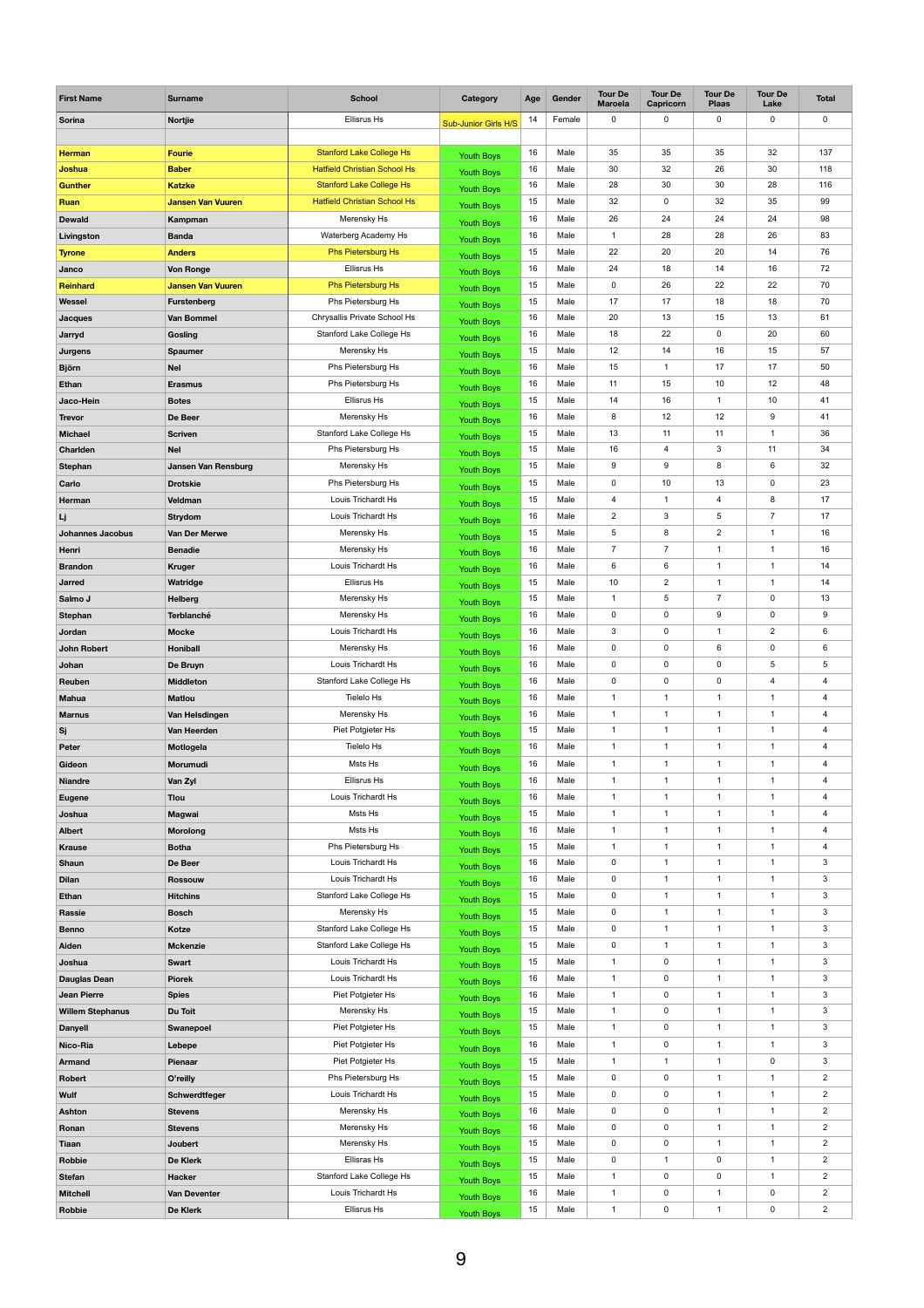| First Name | Surname | School | Category | Age | Gender | Tour De Maroela | Tour De Capricorn | Tour De Plaas | Tour De Lake | Total |
|---|---|---|---|---|---|---|---|---|---|---|
| Sorina | Nortjie | Ellisrus Hs | Sub-Junior Girls H/S | 14 | Female | 0 | 0 | 0 | 0 | 0 |
| | | | | | | | | | | |
| Herman | Fourie | Stanford Lake College Hs | Youth Boys | 16 | Male | 35 | 35 | 35 | 32 | 137 |
| Joshua | Baber | Hatfield Christian School Hs | Youth Boys | 16 | Male | 30 | 32 | 26 | 30 | 118 |
| Gunther | Katzke | Stanford Lake College Hs | Youth Boys | 16 | Male | 28 | 30 | 30 | 28 | 116 |
| Ruan | Jansen Van Vuuren | Hatfield Christian School Hs | Youth Boys | 15 | Male | 32 | 0 | 32 | 35 | 99 |
| Dewald | Kampman | Merensky Hs | Youth Boys | 16 | Male | 26 | 24 | 24 | 24 | 98 |
| Livingston | Banda | Waterberg Academy Hs | Youth Boys | 16 | Male | 1 | 28 | 28 | 26 | 83 |
| Tyrone | Anders | Phs Pietersburg Hs | Youth Boys | 15 | Male | 22 | 20 | 20 | 14 | 76 |
| Janco | Von Ronge | Ellisrus Hs | Youth Boys | 16 | Male | 24 | 18 | 14 | 16 | 72 |
| Reinhard | Jansen Van Vuuren | Phs Pietersburg Hs | Youth Boys | 15 | Male | 0 | 26 | 22 | 22 | 70 |
| Wessel | Furstenberg | Phs Pietersburg Hs | Youth Boys | 15 | Male | 17 | 17 | 18 | 18 | 70 |
| Jacques | Van Bommel | Chrysallis Private School Hs | Youth Boys | 16 | Male | 20 | 13 | 15 | 13 | 61 |
| Jarryd | Gosling | Stanford Lake College Hs | Youth Boys | 16 | Male | 18 | 22 | 0 | 20 | 60 |
| Jurgens | Spaumer | Merensky Hs | Youth Boys | 15 | Male | 12 | 14 | 16 | 15 | 57 |
| Björn | Nel | Phs Pietersburg Hs | Youth Boys | 16 | Male | 15 | 1 | 17 | 17 | 50 |
| Ethan | Erasmus | Phs Pietersburg Hs | Youth Boys | 16 | Male | 11 | 15 | 10 | 12 | 48 |
| Jaco-Hein | Botes | Ellisrus Hs | Youth Boys | 15 | Male | 14 | 16 | 1 | 10 | 41 |
| Trevor | De Beer | Merensky Hs | Youth Boys | 16 | Male | 8 | 12 | 12 | 9 | 41 |
| Michael | Scriven | Stanford Lake College Hs | Youth Boys | 15 | Male | 13 | 11 | 11 | 1 | 36 |
| Charlden | Nel | Phs Pietersburg Hs | Youth Boys | 15 | Male | 16 | 4 | 3 | 11 | 34 |
| Stephan | Jansen Van Rensburg | Merensky Hs | Youth Boys | 15 | Male | 9 | 9 | 8 | 6 | 32 |
| Carlo | Drotskie | Phs Pietersburg Hs | Youth Boys | 15 | Male | 0 | 10 | 13 | 0 | 23 |
| Herman | Veldman | Louis Trichardt Hs | Youth Boys | 15 | Male | 4 | 1 | 4 | 8 | 17 |
| Lj | Strydom | Louis Trichardt Hs | Youth Boys | 16 | Male | 2 | 3 | 5 | 7 | 17 |
| Johannes Jacobus | Van Der Merwe | Merensky Hs | Youth Boys | 15 | Male | 5 | 8 | 2 | 1 | 16 |
| Henri | Benadie | Merensky Hs | Youth Boys | 16 | Male | 7 | 7 | 1 | 1 | 16 |
| Brandon | Kruger | Louis Trichardt Hs | Youth Boys | 16 | Male | 6 | 6 | 1 | 1 | 14 |
| Jarred | Watridge | Ellisrus Hs | Youth Boys | 15 | Male | 10 | 2 | 1 | 1 | 14 |
| Salmo J | Helberg | Merensky Hs | Youth Boys | 15 | Male | 1 | 5 | 7 | 0 | 13 |
| Stephan | Terblanché | Merensky Hs | Youth Boys | 16 | Male | 0 | 0 | 9 | 0 | 9 |
| Jordan | Mocke | Louis Trichardt Hs | Youth Boys | 16 | Male | 3 | 0 | 1 | 2 | 6 |
| John Robert | Honiball | Merensky Hs | Youth Boys | 16 | Male | 0 | 0 | 6 | 0 | 6 |
| Johan | De Bruyn | Louis Trichardt Hs | Youth Boys | 16 | Male | 0 | 0 | 0 | 5 | 5 |
| Reuben | Middleton | Stanford Lake College Hs | Youth Boys | 16 | Male | 0 | 0 | 0 | 4 | 4 |
| Mahua | Matlou | Tielelo Hs | Youth Boys | 16 | Male | 1 | 1 | 1 | 1 | 4 |
| Marnus | Van Helsdingen | Merensky Hs | Youth Boys | 16 | Male | 1 | 1 | 1 | 1 | 4 |
| Sj | Van Heerden | Piet Potgieter Hs | Youth Boys | 15 | Male | 1 | 1 | 1 | 1 | 4 |
| Peter | Motlogela | Tielelo Hs | Youth Boys | 16 | Male | 1 | 1 | 1 | 1 | 4 |
| Gideon | Morumudi | Msts Hs | Youth Boys | 16 | Male | 1 | 1 | 1 | 1 | 4 |
| Niandre | Van Zyl | Ellisrus Hs | Youth Boys | 16 | Male | 1 | 1 | 1 | 1 | 4 |
| Eugene | Tlou | Louis Trichardt Hs | Youth Boys | 16 | Male | 1 | 1 | 1 | 1 | 4 |
| Joshua | Magwai | Msts Hs | Youth Boys | 15 | Male | 1 | 1 | 1 | 1 | 4 |
| Albert | Morolong | Msts Hs | Youth Boys | 16 | Male | 1 | 1 | 1 | 1 | 4 |
| Krause | Botha | Phs Pietersburg Hs | Youth Boys | 15 | Male | 1 | 1 | 1 | 1 | 4 |
| Shaun | De Beer | Louis Trichardt Hs | Youth Boys | 16 | Male | 0 | 1 | 1 | 1 | 3 |
| Dilan | Rossouw | Louis Trichardt Hs | Youth Boys | 16 | Male | 0 | 1 | 1 | 1 | 3 |
| Ethan | Hitchins | Stanford Lake College Hs | Youth Boys | 15 | Male | 0 | 1 | 1 | 1 | 3 |
| Rassie | Bosch | Merensky Hs | Youth Boys | 15 | Male | 0 | 1 | 1 | 1 | 3 |
| Benno | Kotze | Stanford Lake College Hs | Youth Boys | 15 | Male | 0 | 1 | 1 | 1 | 3 |
| Aiden | Mckenzie | Stanford Lake College Hs | Youth Boys | 15 | Male | 0 | 1 | 1 | 1 | 3 |
| Joshua | Swart | Louis Trichardt Hs | Youth Boys | 15 | Male | 1 | 0 | 1 | 1 | 3 |
| Dauglas Dean | Piorek | Louis Trichardt Hs | Youth Boys | 16 | Male | 1 | 0 | 1 | 1 | 3 |
| Jean Pierre | Spies | Piet Potgieter Hs | Youth Boys | 16 | Male | 1 | 0 | 1 | 1 | 3 |
| Willem Stephanus | Du Toit | Merensky Hs | Youth Boys | 15 | Male | 1 | 0 | 1 | 1 | 3 |
| Danyell | Swanepoel | Piet Potgieter Hs | Youth Boys | 15 | Male | 1 | 0 | 1 | 1 | 3 |
| Nico-Ria | Lebepe | Piet Potgieter Hs | Youth Boys | 16 | Male | 1 | 0 | 1 | 1 | 3 |
| Armand | Pienaar | Piet Potgieter Hs | Youth Boys | 15 | Male | 1 | 1 | 1 | 0 | 3 |
| Robert | O'reilly | Phs Pietersburg Hs | Youth Boys | 15 | Male | 0 | 0 | 1 | 1 | 2 |
| Wulf | Schwerdtfeger | Louis Trichardt Hs | Youth Boys | 15 | Male | 0 | 0 | 1 | 1 | 2 |
| Ashton | Stevens | Merensky Hs | Youth Boys | 16 | Male | 0 | 0 | 1 | 1 | 2 |
| Ronan | Stevens | Merensky Hs | Youth Boys | 16 | Male | 0 | 0 | 1 | 1 | 2 |
| Tiaan | Joubert | Merensky Hs | Youth Boys | 15 | Male | 0 | 0 | 1 | 1 | 2 |
| Robbie | De Klerk | Ellisras Hs | Youth Boys | 15 | Male | 0 | 1 | 0 | 1 | 2 |
| Stefan | Hacker | Stanford Lake College Hs | Youth Boys | 15 | Male | 1 | 0 | 0 | 1 | 2 |
| Mitchell | Van Deventer | Louis Trichardt Hs | Youth Boys | 16 | Male | 1 | 0 | 1 | 0 | 2 |
| Robbie | De Klerk | Ellisrus Hs | Youth Boys | 15 | Male | 1 | 0 | 1 | 0 | 2 |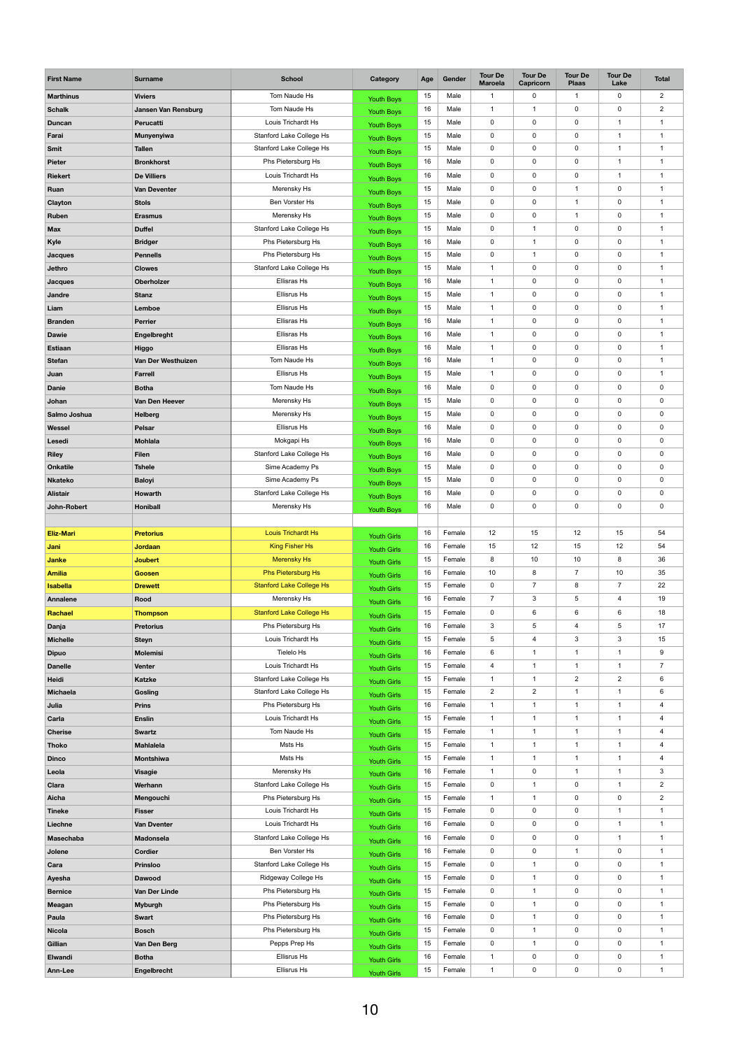| First Name | Surname | School | Category | Age | Gender | Tour De Maroela | Tour De Capricorn | Tour De Plaas | Tour De Lake | Total |
|---|---|---|---|---|---|---|---|---|---|---|
| Marthinus | Viviers | Tom Naude Hs | Youth Boys | 15 | Male | 1 | 0 | 1 | 0 | 2 |
| Schalk | Jansen Van Rensburg | Tom Naude Hs | Youth Boys | 16 | Male | 1 | 1 | 0 | 0 | 2 |
| Duncan | Perucatti | Louis Trichardt Hs | Youth Boys | 15 | Male | 0 | 0 | 0 | 1 | 1 |
| Farai | Munyenyiwa | Stanford Lake College Hs | Youth Boys | 15 | Male | 0 | 0 | 0 | 1 | 1 |
| Smit | Tallen | Stanford Lake College Hs | Youth Boys | 15 | Male | 0 | 0 | 0 | 1 | 1 |
| Pieter | Bronkhorst | Phs Pietersburg Hs | Youth Boys | 16 | Male | 0 | 0 | 0 | 1 | 1 |
| Riekert | De Villiers | Louis Trichardt Hs | Youth Boys | 16 | Male | 0 | 0 | 0 | 1 | 1 |
| Ruan | Van Deventer | Merensky Hs | Youth Boys | 15 | Male | 0 | 0 | 1 | 0 | 1 |
| Clayton | Stols | Ben Vorster Hs | Youth Boys | 15 | Male | 0 | 0 | 1 | 0 | 1 |
| Ruben | Erasmus | Merensky Hs | Youth Boys | 15 | Male | 0 | 0 | 1 | 0 | 1 |
| Max | Duffel | Stanford Lake College Hs | Youth Boys | 15 | Male | 0 | 1 | 0 | 0 | 1 |
| Kyle | Bridger | Phs Pietersburg Hs | Youth Boys | 16 | Male | 0 | 1 | 0 | 0 | 1 |
| Jacques | Pennells | Phs Pietersburg Hs | Youth Boys | 15 | Male | 0 | 1 | 0 | 0 | 1 |
| Jethro | Clowes | Stanford Lake College Hs | Youth Boys | 15 | Male | 1 | 0 | 0 | 0 | 1 |
| Jacques | Oberholzer | Ellisras Hs | Youth Boys | 16 | Male | 1 | 0 | 0 | 0 | 1 |
| Jandre | Stanz | Ellisrus Hs | Youth Boys | 15 | Male | 1 | 0 | 0 | 0 | 1 |
| Liam | Lemboe | Ellisras Hs | Youth Boys | 15 | Male | 1 | 0 | 0 | 0 | 1 |
| Branden | Perrier | Ellisras Hs | Youth Boys | 16 | Male | 1 | 0 | 0 | 0 | 1 |
| Dawie | Engelbreght | Ellisras Hs | Youth Boys | 16 | Male | 1 | 0 | 0 | 0 | 1 |
| Estiaan | Higgo | Ellisras Hs | Youth Boys | 16 | Male | 1 | 0 | 0 | 0 | 1 |
| Stefan | Van Der Westhuizen | Tom Naude Hs | Youth Boys | 16 | Male | 1 | 0 | 0 | 0 | 1 |
| Juan | Farrell | Ellisras Hs | Youth Boys | 15 | Male | 1 | 0 | 0 | 0 | 1 |
| Danie | Botha | Tom Naude Hs | Youth Boys | 16 | Male | 0 | 0 | 0 | 0 | 0 |
| Johan | Van Den Heever | Merensky Hs | Youth Boys | 15 | Male | 0 | 0 | 0 | 0 | 0 |
| Salmo Joshua | Helberg | Merensky Hs | Youth Boys | 15 | Male | 0 | 0 | 0 | 0 | 0 |
| Wessel | Pelsar | Ellisras Hs | Youth Boys | 16 | Male | 0 | 0 | 0 | 0 | 0 |
| Lesedi | Mohlala | Mokgapi Hs | Youth Boys | 16 | Male | 0 | 0 | 0 | 0 | 0 |
| Riley | Filen | Stanford Lake College Hs | Youth Boys | 16 | Male | 0 | 0 | 0 | 0 | 0 |
| Onkatile | Tshele | Sime Academy Ps | Youth Boys | 15 | Male | 0 | 0 | 0 | 0 | 0 |
| Nkateko | Baloyi | Sime Academy Ps | Youth Boys | 15 | Male | 0 | 0 | 0 | 0 | 0 |
| Alistair | Howarth | Stanford Lake College Hs | Youth Boys | 16 | Male | 0 | 0 | 0 | 0 | 0 |
| John-Robert | Honiball | Merensky Hs | Youth Boys | 16 | Male | 0 | 0 | 0 | 0 | 0 |
| | | | | | | | | | | |
| Eliz-Mari | Pretorius | Louis Trichardt Hs | Youth Girls | 16 | Female | 12 | 15 | 12 | 15 | 54 |
| Jani | Jordaan | King Fisher Hs | Youth Girls | 16 | Female | 15 | 12 | 15 | 12 | 54 |
| Janke | Joubert | Merensky Hs | Youth Girls | 15 | Female | 8 | 10 | 10 | 8 | 36 |
| Amilia | Goosen | Phs Pietersburg Hs | Youth Girls | 16 | Female | 10 | 8 | 7 | 10 | 35 |
| Isabella | Drewett | Stanford Lake College Hs | Youth Girls | 15 | Female | 0 | 7 | 8 | 7 | 22 |
| Annalene | Rood | Merensky Hs | Youth Girls | 16 | Female | 7 | 3 | 5 | 4 | 19 |
| Rachael | Thompson | Stanford Lake College Hs | Youth Girls | 15 | Female | 0 | 6 | 6 | 6 | 18 |
| Danja | Pretorius | Phs Pietersburg Hs | Youth Girls | 16 | Female | 3 | 5 | 4 | 5 | 17 |
| Michelle | Steyn | Louis Trichardt Hs | Youth Girls | 15 | Female | 5 | 4 | 3 | 3 | 15 |
| Dipuo | Molemisi | Tielelo Hs | Youth Girls | 16 | Female | 6 | 1 | 1 | 1 | 9 |
| Danelle | Venter | Louis Trichardt Hs | Youth Girls | 15 | Female | 4 | 1 | 1 | 1 | 7 |
| Heidi | Katzke | Stanford Lake College Hs | Youth Girls | 15 | Female | 1 | 1 | 2 | 2 | 6 |
| Michaela | Gosling | Stanford Lake College Hs | Youth Girls | 15 | Female | 2 | 2 | 1 | 1 | 6 |
| Julia | Prins | Phs Pietersburg Hs | Youth Girls | 16 | Female | 1 | 1 | 1 | 1 | 4 |
| Carla | Enslin | Louis Trichardt Hs | Youth Girls | 15 | Female | 1 | 1 | 1 | 1 | 4 |
| Cherise | Swartz | Tom Naude Hs | Youth Girls | 15 | Female | 1 | 1 | 1 | 1 | 4 |
| Thoko | Mahlalela | Msts Hs | Youth Girls | 15 | Female | 1 | 1 | 1 | 1 | 4 |
| Dinco | Montshiwa | Msts Hs | Youth Girls | 15 | Female | 1 | 1 | 1 | 1 | 4 |
| Leola | Visagie | Merensky Hs | Youth Girls | 16 | Female | 1 | 0 | 1 | 1 | 3 |
| Clara | Werhann | Stanford Lake College Hs | Youth Girls | 15 | Female | 0 | 1 | 0 | 1 | 2 |
| Aicha | Mengouchi | Phs Pietersburg Hs | Youth Girls | 15 | Female | 1 | 1 | 0 | 0 | 2 |
| Tineke | Fisser | Louis Trichardt Hs | Youth Girls | 15 | Female | 0 | 0 | 0 | 1 | 1 |
| Liechne | Van Dventer | Louis Trichardt Hs | Youth Girls | 16 | Female | 0 | 0 | 0 | 1 | 1 |
| Masechaba | Madonsela | Stanford Lake College Hs | Youth Girls | 16 | Female | 0 | 0 | 0 | 1 | 1 |
| Jolene | Cordier | Ben Vorster Hs | Youth Girls | 16 | Female | 0 | 0 | 1 | 0 | 1 |
| Cara | Prinsloo | Stanford Lake College Hs | Youth Girls | 15 | Female | 0 | 1 | 0 | 0 | 1 |
| Ayesha | Dawood | Ridgeway College Hs | Youth Girls | 15 | Female | 0 | 1 | 0 | 0 | 1 |
| Bernice | Van Der Linde | Phs Pietersburg Hs | Youth Girls | 15 | Female | 0 | 1 | 0 | 0 | 1 |
| Meagan | Myburgh | Phs Pietersburg Hs | Youth Girls | 15 | Female | 0 | 1 | 0 | 0 | 1 |
| Paula | Swart | Phs Pietersburg Hs | Youth Girls | 16 | Female | 0 | 1 | 0 | 0 | 1 |
| Nicola | Bosch | Phs Pietersburg Hs | Youth Girls | 15 | Female | 0 | 1 | 0 | 0 | 1 |
| Gillian | Van Den Berg | Pepps Prep Hs | Youth Girls | 15 | Female | 0 | 1 | 0 | 0 | 1 |
| Elwandi | Botha | Ellisrus Hs | Youth Girls | 16 | Female | 1 | 0 | 0 | 0 | 1 |
| Ann-Lee | Engelbrecht | Ellisrus Hs | Youth Girls | 15 | Female | 1 | 0 | 0 | 0 | 1 |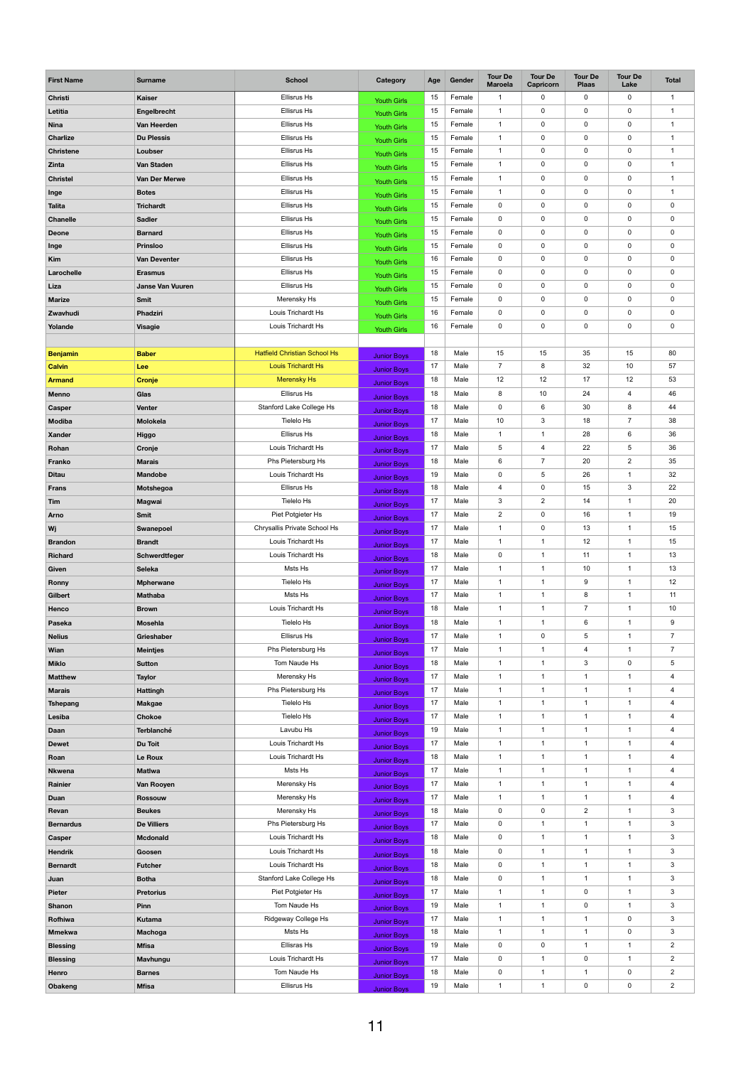| First Name | Surname | School | Category | Age | Gender | Tour De Maroela | Tour De Capricorn | Tour De Plaas | Tour De Lake | Total |
|---|---|---|---|---|---|---|---|---|---|---|
| Christi | Kaiser | Ellisrus Hs | Youth Girls | 15 | Female | 1 | 0 | 0 | 0 | 1 |
| Letitia | Engelbrecht | Ellisrus Hs | Youth Girls | 15 | Female | 1 | 0 | 0 | 0 | 1 |
| Nina | Van Heerden | Ellisrus Hs | Youth Girls | 15 | Female | 1 | 0 | 0 | 0 | 1 |
| Charlize | Du Plessis | Ellisrus Hs | Youth Girls | 15 | Female | 1 | 0 | 0 | 0 | 1 |
| Christene | Loubser | Ellisrus Hs | Youth Girls | 15 | Female | 1 | 0 | 0 | 0 | 1 |
| Zinta | Van Staden | Ellisrus Hs | Youth Girls | 15 | Female | 1 | 0 | 0 | 0 | 1 |
| Christel | Van Der Merwe | Ellisrus Hs | Youth Girls | 15 | Female | 1 | 0 | 0 | 0 | 1 |
| Inge | Botes | Ellisrus Hs | Youth Girls | 15 | Female | 1 | 0 | 0 | 0 | 1 |
| Talita | Trichardt | Ellisrus Hs | Youth Girls | 15 | Female | 0 | 0 | 0 | 0 | 0 |
| Chanelle | Sadler | Ellisrus Hs | Youth Girls | 15 | Female | 0 | 0 | 0 | 0 | 0 |
| Deone | Barnard | Ellisrus Hs | Youth Girls | 15 | Female | 0 | 0 | 0 | 0 | 0 |
| Inge | Prinsloo | Ellisrus Hs | Youth Girls | 15 | Female | 0 | 0 | 0 | 0 | 0 |
| Kim | Van Deventer | Ellisrus Hs | Youth Girls | 16 | Female | 0 | 0 | 0 | 0 | 0 |
| Larochelle | Erasmus | Ellisrus Hs | Youth Girls | 15 | Female | 0 | 0 | 0 | 0 | 0 |
| Liza | Janse Van Vuuren | Ellisrus Hs | Youth Girls | 15 | Female | 0 | 0 | 0 | 0 | 0 |
| Marize | Smit | Merensky Hs | Youth Girls | 15 | Female | 0 | 0 | 0 | 0 | 0 |
| Zwavhudi | Phadziri | Louis Trichardt Hs | Youth Girls | 16 | Female | 0 | 0 | 0 | 0 | 0 |
| Yolande | Visagie | Louis Trichardt Hs | Youth Girls | 16 | Female | 0 | 0 | 0 | 0 | 0 |
| | | | | | | | | | | |
| Benjamin | Baber | Hatfield Christian School Hs | Junior Boys | 18 | Male | 15 | 15 | 35 | 15 | 80 |
| Calvin | Lee | Louis Trichardt Hs | Junior Boys | 17 | Male | 7 | 8 | 32 | 10 | 57 |
| Armand | Cronje | Merensky Hs | Junior Boys | 18 | Male | 12 | 12 | 17 | 12 | 53 |
| Menno | Glas | Ellisrus Hs | Junior Boys | 18 | Male | 8 | 10 | 24 | 4 | 46 |
| Casper | Venter | Stanford Lake College Hs | Junior Boys | 18 | Male | 0 | 6 | 30 | 8 | 44 |
| Modiba | Molokela | Tielelo Hs | Junior Boys | 17 | Male | 10 | 3 | 18 | 7 | 38 |
| Xander | Higgo | Ellisrus Hs | Junior Boys | 18 | Male | 1 | 1 | 28 | 6 | 36 |
| Rohan | Cronje | Louis Trichardt Hs | Junior Boys | 17 | Male | 5 | 4 | 22 | 5 | 36 |
| Franko | Marais | Phs Pietersburg Hs | Junior Boys | 18 | Male | 6 | 7 | 20 | 2 | 35 |
| Ditau | Mandobe | Louis Trichardt Hs | Junior Boys | 19 | Male | 0 | 5 | 26 | 1 | 32 |
| Frans | Motshegoa | Ellisrus Hs | Junior Boys | 18 | Male | 4 | 0 | 15 | 3 | 22 |
| Tim | Magwai | Tielelo Hs | Junior Boys | 17 | Male | 3 | 2 | 14 | 1 | 20 |
| Arno | Smit | Piet Potgieter Hs | Junior Boys | 17 | Male | 2 | 0 | 16 | 1 | 19 |
| Wj | Swanepoel | Chrysallis Private School Hs | Junior Boys | 17 | Male | 1 | 0 | 13 | 1 | 15 |
| Brandon | Brandt | Louis Trichardt Hs | Junior Boys | 17 | Male | 1 | 1 | 12 | 1 | 15 |
| Richard | Schwerdtfeger | Louis Trichardt Hs | Junior Boys | 18 | Male | 0 | 1 | 11 | 1 | 13 |
| Given | Seleka | Msts Hs | Junior Boys | 17 | Male | 1 | 1 | 10 | 1 | 13 |
| Ronny | Mpherwane | Tielelo Hs | Junior Boys | 17 | Male | 1 | 1 | 9 | 1 | 12 |
| Gilbert | Mathaba | Msts Hs | Junior Boys | 17 | Male | 1 | 1 | 8 | 1 | 11 |
| Henco | Brown | Louis Trichardt Hs | Junior Boys | 18 | Male | 1 | 1 | 7 | 1 | 10 |
| Paseka | Mosehla | Tielelo Hs | Junior Boys | 18 | Male | 1 | 1 | 6 | 1 | 9 |
| Nelius | Grieshaber | Ellisrus Hs | Junior Boys | 17 | Male | 1 | 0 | 5 | 1 | 7 |
| Wian | Meintjes | Phs Pietersburg Hs | Junior Boys | 17 | Male | 1 | 1 | 4 | 1 | 7 |
| Miklo | Sutton | Tom Naude Hs | Junior Boys | 18 | Male | 1 | 1 | 3 | 0 | 5 |
| Matthew | Taylor | Merensky Hs | Junior Boys | 17 | Male | 1 | 1 | 1 | 1 | 4 |
| Marais | Hattingh | Phs Pietersburg Hs | Junior Boys | 17 | Male | 1 | 1 | 1 | 1 | 4 |
| Tshepang | Makgae | Tielelo Hs | Junior Boys | 17 | Male | 1 | 1 | 1 | 1 | 4 |
| Lesiba | Chokoe | Tielelo Hs | Junior Boys | 17 | Male | 1 | 1 | 1 | 1 | 4 |
| Daan | Terblanché | Lavubu Hs | Junior Boys | 19 | Male | 1 | 1 | 1 | 1 | 4 |
| Dewet | Du Toit | Louis Trichardt Hs | Junior Boys | 17 | Male | 1 | 1 | 1 | 1 | 4 |
| Roan | Le Roux | Louis Trichardt Hs | Junior Boys | 18 | Male | 1 | 1 | 1 | 1 | 4 |
| Nkwena | Matlwa | Msts Hs | Junior Boys | 17 | Male | 1 | 1 | 1 | 1 | 4 |
| Rainier | Van Rooyen | Merensky Hs | Junior Boys | 17 | Male | 1 | 1 | 1 | 1 | 4 |
| Duan | Rossouw | Merensky Hs | Junior Boys | 17 | Male | 1 | 1 | 1 | 1 | 4 |
| Revan | Beukes | Merensky Hs | Junior Boys | 18 | Male | 0 | 0 | 2 | 1 | 3 |
| Bernardus | De Villiers | Phs Pietersburg Hs | Junior Boys | 17 | Male | 0 | 1 | 1 | 1 | 3 |
| Casper | Mcdonald | Louis Trichardt Hs | Junior Boys | 18 | Male | 0 | 1 | 1 | 1 | 3 |
| Hendrik | Goosen | Louis Trichardt Hs | Junior Boys | 18 | Male | 0 | 1 | 1 | 1 | 3 |
| Bernardt | Futcher | Louis Trichardt Hs | Junior Boys | 18 | Male | 0 | 1 | 1 | 1 | 3 |
| Juan | Botha | Stanford Lake College Hs | Junior Boys | 18 | Male | 0 | 1 | 1 | 1 | 3 |
| Pieter | Pretorius | Piet Potgieter Hs | Junior Boys | 17 | Male | 1 | 1 | 0 | 1 | 3 |
| Shanon | Pinn | Tom Naude Hs | Junior Boys | 19 | Male | 1 | 1 | 0 | 1 | 3 |
| Rofhiwa | Kutama | Ridgeway College Hs | Junior Boys | 17 | Male | 1 | 1 | 1 | 0 | 3 |
| Mmekwa | Machoga | Msts Hs | Junior Boys | 18 | Male | 1 | 1 | 1 | 0 | 3 |
| Blessing | Mfisa | Ellisras Hs | Junior Boys | 19 | Male | 0 | 0 | 1 | 1 | 2 |
| Blessing | Mavhungu | Louis Trichardt Hs | Junior Boys | 17 | Male | 0 | 1 | 0 | 1 | 2 |
| Henro | Barnes | Tom Naude Hs | Junior Boys | 18 | Male | 0 | 1 | 1 | 0 | 2 |
| Obakeng | Mfisa | Ellisrus Hs | Junior Boys | 19 | Male | 1 | 1 | 0 | 0 | 2 |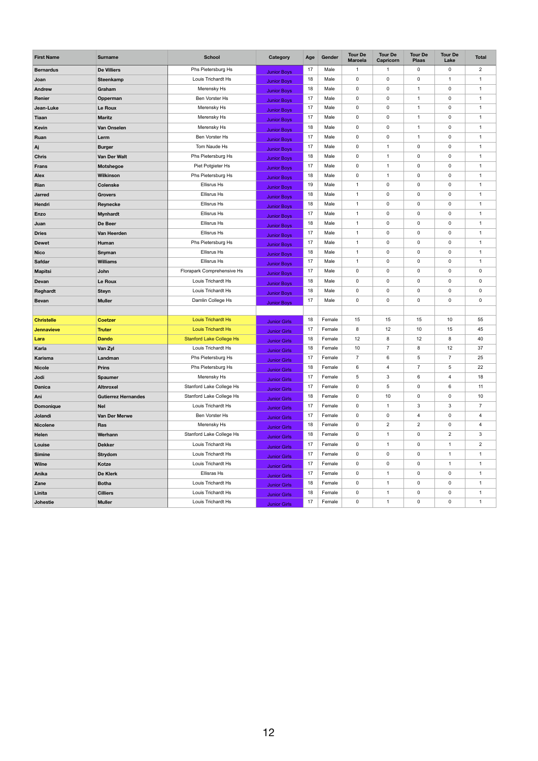| First Name | Surname | School | Category | Age | Gender | Tour De Maroela | Tour De Capricorn | Tour De Plaas | Tour De Lake | Total |
|---|---|---|---|---|---|---|---|---|---|---|
| Bernardus | De Villiers | Phs Pietersburg Hs | Junior Boys | 17 | Male | 1 | 1 | 0 | 0 | 2 |
| Joan | Steenkamp | Louis Trichardt Hs | Junior Boys | 18 | Male | 0 | 0 | 0 | 1 | 1 |
| Andrew | Graham | Merensky Hs | Junior Boys | 18 | Male | 0 | 0 | 1 | 0 | 1 |
| Renier | Opperman | Ben Vorster Hs | Junior Boys | 17 | Male | 0 | 0 | 1 | 0 | 1 |
| Jean-Luke | Le Roux | Merensky Hs | Junior Boys | 17 | Male | 0 | 0 | 1 | 0 | 1 |
| Tiaan | Maritz | Merensky Hs | Junior Boys | 17 | Male | 0 | 0 | 1 | 0 | 1 |
| Kevin | Van Onselen | Merensky Hs | Junior Boys | 18 | Male | 0 | 0 | 1 | 0 | 1 |
| Ruan | Lerm | Ben Vorster Hs | Junior Boys | 17 | Male | 0 | 0 | 1 | 0 | 1 |
| Aj | Burger | Tom Naude Hs | Junior Boys | 17 | Male | 0 | 1 | 0 | 0 | 1 |
| Chris | Van Der Walt | Phs Pietersburg Hs | Junior Boys | 18 | Male | 0 | 1 | 0 | 0 | 1 |
| Frans | Motshegoe | Piet Potgieter Hs | Junior Boys | 17 | Male | 0 | 1 | 0 | 0 | 1 |
| Alex | Wilkinson | Phs Pietersburg Hs | Junior Boys | 18 | Male | 0 | 1 | 0 | 0 | 1 |
| Rian | Colenske | Ellisrus Hs | Junior Boys | 19 | Male | 1 | 0 | 0 | 0 | 1 |
| Jarred | Grovers | Ellisrus Hs | Junior Boys | 18 | Male | 1 | 0 | 0 | 0 | 1 |
| Hendri | Reynecke | Ellisrus Hs | Junior Boys | 18 | Male | 1 | 0 | 0 | 0 | 1 |
| Enzo | Mynhardt | Ellisrus Hs | Junior Boys | 17 | Male | 1 | 0 | 0 | 0 | 1 |
| Juan | De Beer | Ellisrus Hs | Junior Boys | 18 | Male | 1 | 0 | 0 | 0 | 1 |
| Dries | Van Heerden | Ellisrus Hs | Junior Boys | 17 | Male | 1 | 0 | 0 | 0 | 1 |
| Dewet | Human | Phs Pietersburg Hs | Junior Boys | 17 | Male | 1 | 0 | 0 | 0 | 1 |
| Nico | Snyman | Ellisrus Hs | Junior Boys | 18 | Male | 1 | 0 | 0 | 0 | 1 |
| Safdar | Williams | Ellisrus Hs | Junior Boys | 17 | Male | 1 | 0 | 0 | 0 | 1 |
| Mapitsi | John | Florapark Comprehensive Hs | Junior Boys | 17 | Male | 0 | 0 | 0 | 0 | 0 |
| Devan | Le Roux | Louis Trichardt Hs | Junior Boys | 18 | Male | 0 | 0 | 0 | 0 | 0 |
| Reghardt | Steyn | Louis Trichardt Hs | Junior Boys | 18 | Male | 0 | 0 | 0 | 0 | 0 |
| Bevan | Muller | Damlin College Hs | Junior Boys | 17 | Male | 0 | 0 | 0 | 0 | 0 |
| | | | | | | | | | | |
| Christelle | Coetzer | Louis Trichardt Hs | Junior Girls | 18 | Female | 15 | 15 | 15 | 10 | 55 |
| Jennavieve | Truter | Louis Trichardt Hs | Junior Girls | 17 | Female | 8 | 12 | 10 | 15 | 45 |
| Lara | Dando | Stanford Lake College Hs | Junior Girls | 18 | Female | 12 | 8 | 12 | 8 | 40 |
| Karla | Van Zyl | Louis Trichardt Hs | Junior Girls | 18 | Female | 10 | 7 | 8 | 12 | 37 |
| Karisma | Landman | Phs Pietersburg Hs | Junior Girls | 17 | Female | 7 | 6 | 5 | 7 | 25 |
| Nicole | Prins | Phs Pietersburg Hs | Junior Girls | 18 | Female | 6 | 4 | 7 | 5 | 22 |
| Jodi | Spaumer | Merensky Hs | Junior Girls | 17 | Female | 5 | 3 | 6 | 4 | 18 |
| Danica | Altnroxel | Stanford Lake College Hs | Junior Girls | 17 | Female | 0 | 5 | 0 | 6 | 11 |
| Ani | Gutierrez Hernandes | Stanford Lake College Hs | Junior Girls | 18 | Female | 0 | 10 | 0 | 0 | 10 |
| Domonique | Nel | Louis Trichardt Hs | Junior Girls | 17 | Female | 0 | 1 | 3 | 3 | 7 |
| Jolandi | Van Der Merwe | Ben Vorster Hs | Junior Girls | 17 | Female | 0 | 0 | 4 | 0 | 4 |
| Nicolene | Ras | Merensky Hs | Junior Girls | 18 | Female | 0 | 2 | 2 | 0 | 4 |
| Helen | Werhann | Stanford Lake College Hs | Junior Girls | 18 | Female | 0 | 1 | 0 | 2 | 3 |
| Louise | Dekker | Louis Trichardt Hs | Junior Girls | 17 | Female | 0 | 1 | 0 | 1 | 2 |
| Simine | Strydom | Louis Trichardt Hs | Junior Girls | 17 | Female | 0 | 0 | 0 | 1 | 1 |
| Wilne | Kotze | Louis Trichardt Hs | Junior Girls | 17 | Female | 0 | 0 | 0 | 1 | 1 |
| Anika | De Klerk | Ellisras Hs | Junior Girls | 17 | Female | 0 | 1 | 0 | 0 | 1 |
| Zane | Botha | Louis Trichardt Hs | Junior Girls | 18 | Female | 0 | 1 | 0 | 0 | 1 |
| Linita | Cilliers | Louis Trichardt Hs | Junior Girls | 18 | Female | 0 | 1 | 0 | 0 | 1 |
| Johestie | Muller | Louis Trichardt Hs | Junior Girls | 17 | Female | 0 | 1 | 0 | 0 | 1 |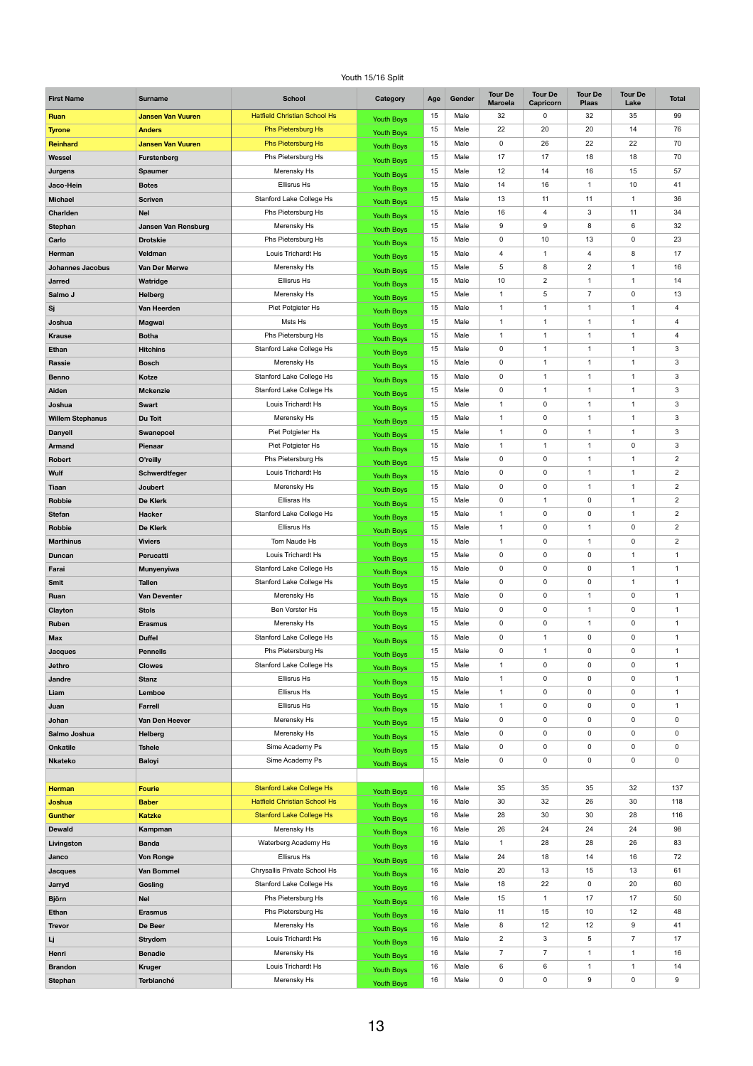Youth 15/16 Split

| First Name | Surname | School | Category | Age | Gender | Tour De Maroela | Tour De Capricorn | Tour De Plaas | Tour De Lake | Total |
|---|---|---|---|---|---|---|---|---|---|---|
| Ruan | Jansen Van Vuuren | Hatfield Christian School Hs | Youth Boys | 15 | Male | 32 | 0 | 32 | 35 | 99 |
| Tyrone | Anders | Phs Pietersburg Hs | Youth Boys | 15 | Male | 22 | 20 | 20 | 14 | 76 |
| Reinhard | Jansen Van Vuuren | Phs Pietersburg Hs | Youth Boys | 15 | Male | 0 | 26 | 22 | 22 | 70 |
| Wessel | Furstenberg | Phs Pietersburg Hs | Youth Boys | 15 | Male | 17 | 17 | 18 | 18 | 70 |
| Jurgens | Spaumer | Merensky Hs | Youth Boys | 15 | Male | 12 | 14 | 16 | 15 | 57 |
| Jaco-Hein | Botes | Ellisrus Hs | Youth Boys | 15 | Male | 14 | 16 | 1 | 10 | 41 |
| Michael | Scriven | Stanford Lake College Hs | Youth Boys | 15 | Male | 13 | 11 | 11 | 1 | 36 |
| Charlden | Nel | Phs Pietersburg Hs | Youth Boys | 15 | Male | 16 | 4 | 3 | 11 | 34 |
| Stephan | Jansen Van Rensburg | Merensky Hs | Youth Boys | 15 | Male | 9 | 9 | 8 | 6 | 32 |
| Carlo | Drotskie | Phs Pietersburg Hs | Youth Boys | 15 | Male | 0 | 10 | 13 | 0 | 23 |
| Herman | Veldman | Louis Trichardt Hs | Youth Boys | 15 | Male | 4 | 1 | 4 | 8 | 17 |
| Johannes Jacobus | Van Der Merwe | Merensky Hs | Youth Boys | 15 | Male | 5 | 8 | 2 | 1 | 16 |
| Jarred | Watridge | Ellisrus Hs | Youth Boys | 15 | Male | 10 | 2 | 1 | 1 | 14 |
| Salmo J | Helberg | Merensky Hs | Youth Boys | 15 | Male | 1 | 5 | 7 | 0 | 13 |
| Sj | Van Heerden | Piet Potgieter Hs | Youth Boys | 15 | Male | 1 | 1 | 1 | 1 | 4 |
| Joshua | Magwai | Msts Hs | Youth Boys | 15 | Male | 1 | 1 | 1 | 1 | 4 |
| Krause | Botha | Phs Pietersburg Hs | Youth Boys | 15 | Male | 1 | 1 | 1 | 1 | 4 |
| Ethan | Hitchins | Stanford Lake College Hs | Youth Boys | 15 | Male | 0 | 1 | 1 | 1 | 3 |
| Rassie | Bosch | Merensky Hs | Youth Boys | 15 | Male | 0 | 1 | 1 | 1 | 3 |
| Benno | Kotze | Stanford Lake College Hs | Youth Boys | 15 | Male | 0 | 1 | 1 | 1 | 3 |
| Aiden | Mckenzie | Stanford Lake College Hs | Youth Boys | 15 | Male | 0 | 1 | 1 | 1 | 3 |
| Joshua | Swart | Louis Trichardt Hs | Youth Boys | 15 | Male | 1 | 0 | 1 | 1 | 3 |
| Willem Stephanus | Du Toit | Merensky Hs | Youth Boys | 15 | Male | 1 | 0 | 1 | 1 | 3 |
| Danyell | Swanepoel | Piet Potgieter Hs | Youth Boys | 15 | Male | 1 | 0 | 1 | 1 | 3 |
| Armand | Pienaar | Piet Potgieter Hs | Youth Boys | 15 | Male | 1 | 1 | 1 | 0 | 3 |
| Robert | O'reilly | Phs Pietersburg Hs | Youth Boys | 15 | Male | 0 | 0 | 1 | 1 | 2 |
| Wulf | Schwerdtfeger | Louis Trichardt Hs | Youth Boys | 15 | Male | 0 | 0 | 1 | 1 | 2 |
| Tiaan | Joubert | Merensky Hs | Youth Boys | 15 | Male | 0 | 0 | 1 | 1 | 2 |
| Robbie | De Klerk | Ellisras Hs | Youth Boys | 15 | Male | 0 | 1 | 0 | 1 | 2 |
| Stefan | Hacker | Stanford Lake College Hs | Youth Boys | 15 | Male | 1 | 0 | 0 | 1 | 2 |
| Robbie | De Klerk | Ellisras Hs | Youth Boys | 15 | Male | 1 | 0 | 1 | 0 | 2 |
| Marthinus | Viviers | Tom Naude Hs | Youth Boys | 15 | Male | 1 | 0 | 1 | 0 | 2 |
| Duncan | Perucatti | Louis Trichardt Hs | Youth Boys | 15 | Male | 0 | 0 | 0 | 1 | 1 |
| Farai | Munyenyiwa | Stanford Lake College Hs | Youth Boys | 15 | Male | 0 | 0 | 0 | 1 | 1 |
| Smit | Tallen | Stanford Lake College Hs | Youth Boys | 15 | Male | 0 | 0 | 0 | 1 | 1 |
| Ruan | Van Deventer | Merensky Hs | Youth Boys | 15 | Male | 0 | 0 | 1 | 0 | 1 |
| Clayton | Stols | Ben Vorster Hs | Youth Boys | 15 | Male | 0 | 0 | 1 | 0 | 1 |
| Ruben | Erasmus | Merensky Hs | Youth Boys | 15 | Male | 0 | 0 | 1 | 0 | 1 |
| Max | Duffel | Stanford Lake College Hs | Youth Boys | 15 | Male | 0 | 1 | 0 | 0 | 1 |
| Jacques | Pennells | Phs Pietersburg Hs | Youth Boys | 15 | Male | 0 | 1 | 0 | 0 | 1 |
| Jethro | Clowes | Stanford Lake College Hs | Youth Boys | 15 | Male | 1 | 0 | 0 | 0 | 1 |
| Jandre | Stanz | Ellisras Hs | Youth Boys | 15 | Male | 1 | 0 | 0 | 0 | 1 |
| Liam | Lemboe | Ellisras Hs | Youth Boys | 15 | Male | 1 | 0 | 0 | 0 | 1 |
| Juan | Farrell | Ellisras Hs | Youth Boys | 15 | Male | 1 | 0 | 0 | 0 | 1 |
| Johan | Van Den Heever | Merensky Hs | Youth Boys | 15 | Male | 0 | 0 | 0 | 0 | 0 |
| Salmo Joshua | Helberg | Merensky Hs | Youth Boys | 15 | Male | 0 | 0 | 0 | 0 | 0 |
| Onkatile | Tshele | Sime Academy Ps | Youth Boys | 15 | Male | 0 | 0 | 0 | 0 | 0 |
| Nkateko | Baloyi | Sime Academy Ps | Youth Boys | 15 | Male | 0 | 0 | 0 | 0 | 0 |
| | | | | | | | | | | |
| Herman | Fourie | Stanford Lake College Hs | Youth Boys | 16 | Male | 35 | 35 | 35 | 32 | 137 |
| Joshua | Baber | Hatfield Christian School Hs | Youth Boys | 16 | Male | 30 | 32 | 26 | 30 | 118 |
| Gunther | Katzke | Stanford Lake College Hs | Youth Boys | 16 | Male | 28 | 30 | 30 | 28 | 116 |
| Dewald | Kampman | Merensky Hs | Youth Boys | 16 | Male | 26 | 24 | 24 | 24 | 98 |
| Livingston | Banda | Waterberg Academy Hs | Youth Boys | 16 | Male | 1 | 28 | 28 | 26 | 83 |
| Janco | Von Ronge | Ellisrus Hs | Youth Boys | 16 | Male | 24 | 18 | 14 | 16 | 72 |
| Jacques | Van Bommel | Chrysallis Private School Hs | Youth Boys | 16 | Male | 20 | 13 | 15 | 13 | 61 |
| Jarryd | Gosling | Stanford Lake College Hs | Youth Boys | 16 | Male | 18 | 22 | 0 | 20 | 60 |
| Björn | Nel | Phs Pietersburg Hs | Youth Boys | 16 | Male | 15 | 1 | 17 | 17 | 50 |
| Ethan | Erasmus | Phs Pietersburg Hs | Youth Boys | 16 | Male | 11 | 15 | 10 | 12 | 48 |
| Trevor | De Beer | Merensky Hs | Youth Boys | 16 | Male | 8 | 12 | 12 | 9 | 41 |
| Lj | Strydom | Louis Trichardt Hs | Youth Boys | 16 | Male | 2 | 3 | 5 | 7 | 17 |
| Henri | Benadie | Merensky Hs | Youth Boys | 16 | Male | 7 | 7 | 1 | 1 | 16 |
| Brandon | Kruger | Louis Trichardt Hs | Youth Boys | 16 | Male | 6 | 6 | 1 | 1 | 14 |
| Stephan | Terblanché | Merensky Hs | Youth Boys | 16 | Male | 0 | 0 | 9 | 0 | 9 |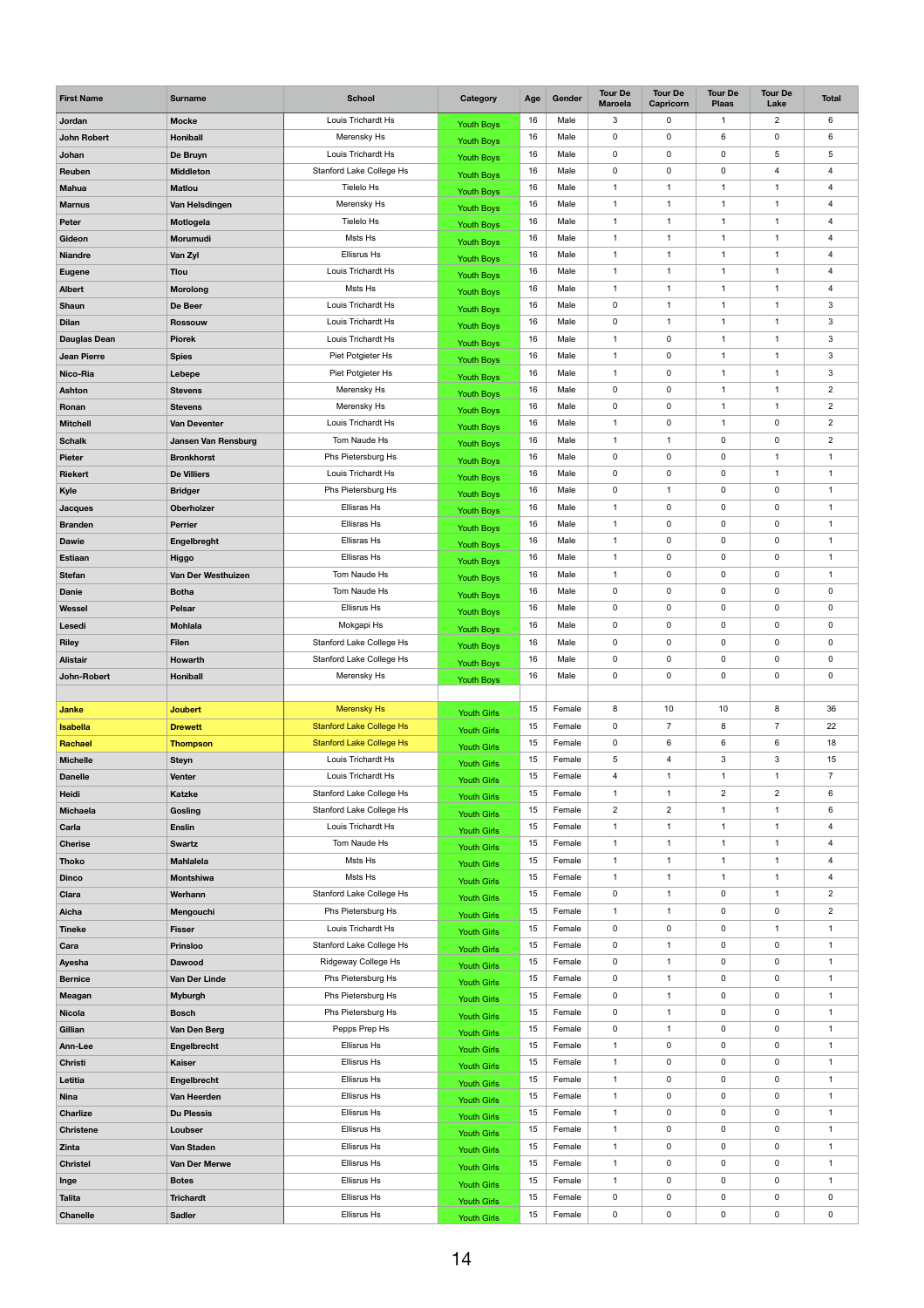| First Name | Surname | School | Category | Age | Gender | Tour De Maroela | Tour De Capricorn | Tour De Plaas | Tour De Lake | Total |
|---|---|---|---|---|---|---|---|---|---|---|
| Jordan | Mocke | Louis Trichardt Hs | Youth Boys | 16 | Male | 3 | 0 | 1 | 2 | 6 |
| John Robert | Honiball | Merensky Hs | Youth Boys | 16 | Male | 0 | 0 | 6 | 0 | 6 |
| Johan | De Bruyn | Louis Trichardt Hs | Youth Boys | 16 | Male | 0 | 0 | 0 | 5 | 5 |
| Reuben | Middleton | Stanford Lake College Hs | Youth Boys | 16 | Male | 0 | 0 | 0 | 4 | 4 |
| Mahua | Matlou | Tielelo Hs | Youth Boys | 16 | Male | 1 | 1 | 1 | 1 | 4 |
| Marnus | Van Helsdingen | Merensky Hs | Youth Boys | 16 | Male | 1 | 1 | 1 | 1 | 4 |
| Peter | Motlogela | Tielelo Hs | Youth Boys | 16 | Male | 1 | 1 | 1 | 1 | 4 |
| Gideon | Morumudi | Msts Hs | Youth Boys | 16 | Male | 1 | 1 | 1 | 1 | 4 |
| Niandre | Van Zyl | Ellisrus Hs | Youth Boys | 16 | Male | 1 | 1 | 1 | 1 | 4 |
| Eugene | Tlou | Louis Trichardt Hs | Youth Boys | 16 | Male | 1 | 1 | 1 | 1 | 4 |
| Albert | Morolong | Msts Hs | Youth Boys | 16 | Male | 1 | 1 | 1 | 1 | 4 |
| Shaun | De Beer | Louis Trichardt Hs | Youth Boys | 16 | Male | 0 | 1 | 1 | 1 | 3 |
| Dilan | Rossouw | Louis Trichardt Hs | Youth Boys | 16 | Male | 0 | 1 | 1 | 1 | 3 |
| Dauglas Dean | Piorek | Louis Trichardt Hs | Youth Boys | 16 | Male | 1 | 0 | 1 | 1 | 3 |
| Jean Pierre | Spies | Piet Potgieter Hs | Youth Boys | 16 | Male | 1 | 0 | 1 | 1 | 3 |
| Nico-Ria | Lebepe | Piet Potgieter Hs | Youth Boys | 16 | Male | 1 | 0 | 1 | 1 | 3 |
| Ashton | Stevens | Merensky Hs | Youth Boys | 16 | Male | 0 | 0 | 1 | 1 | 2 |
| Ronan | Stevens | Merensky Hs | Youth Boys | 16 | Male | 0 | 0 | 1 | 1 | 2 |
| Mitchell | Van Deventer | Louis Trichardt Hs | Youth Boys | 16 | Male | 1 | 0 | 1 | 0 | 2 |
| Schalk | Jansen Van Rensburg | Tom Naude Hs | Youth Boys | 16 | Male | 1 | 1 | 0 | 0 | 2 |
| Pieter | Bronkhorst | Phs Pietersburg Hs | Youth Boys | 16 | Male | 0 | 0 | 0 | 1 | 1 |
| Riekert | De Villiers | Louis Trichardt Hs | Youth Boys | 16 | Male | 0 | 0 | 0 | 1 | 1 |
| Kyle | Bridger | Phs Pietersburg Hs | Youth Boys | 16 | Male | 0 | 1 | 0 | 0 | 1 |
| Jacques | Oberholzer | Ellisras Hs | Youth Boys | 16 | Male | 1 | 0 | 0 | 0 | 1 |
| Branden | Perrier | Ellisras Hs | Youth Boys | 16 | Male | 1 | 0 | 0 | 0 | 1 |
| Dawie | Engelbreght | Ellisras Hs | Youth Boys | 16 | Male | 1 | 0 | 0 | 0 | 1 |
| Estiaan | Higgo | Ellisras Hs | Youth Boys | 16 | Male | 1 | 0 | 0 | 0 | 1 |
| Stefan | Van Der Westhuizen | Tom Naude Hs | Youth Boys | 16 | Male | 1 | 0 | 0 | 0 | 1 |
| Danie | Botha | Tom Naude Hs | Youth Boys | 16 | Male | 0 | 0 | 0 | 0 | 0 |
| Wessel | Pelsar | Ellisras Hs | Youth Boys | 16 | Male | 0 | 0 | 0 | 0 | 0 |
| Lesedi | Mohlala | Mokgapi Hs | Youth Boys | 16 | Male | 0 | 0 | 0 | 0 | 0 |
| Riley | Filen | Stanford Lake College Hs | Youth Boys | 16 | Male | 0 | 0 | 0 | 0 | 0 |
| Alistair | Howarth | Stanford Lake College Hs | Youth Boys | 16 | Male | 0 | 0 | 0 | 0 | 0 |
| John-Robert | Honiball | Merensky Hs | Youth Boys | 16 | Male | 0 | 0 | 0 | 0 | 0 |
| | | | | | | | | | | |
| Janke | Joubert | Merensky Hs | Youth Girls | 15 | Female | 8 | 10 | 10 | 8 | 36 |
| Isabella | Drewett | Stanford Lake College Hs | Youth Girls | 15 | Female | 0 | 7 | 8 | 7 | 22 |
| Rachael | Thompson | Stanford Lake College Hs | Youth Girls | 15 | Female | 0 | 6 | 6 | 6 | 18 |
| Michelle | Steyn | Louis Trichardt Hs | Youth Girls | 15 | Female | 5 | 4 | 3 | 3 | 15 |
| Danelle | Venter | Louis Trichardt Hs | Youth Girls | 15 | Female | 4 | 1 | 1 | 1 | 7 |
| Heidi | Katzke | Stanford Lake College Hs | Youth Girls | 15 | Female | 1 | 1 | 2 | 2 | 6 |
| Michaela | Gosling | Stanford Lake College Hs | Youth Girls | 15 | Female | 2 | 2 | 1 | 1 | 6 |
| Carla | Enslin | Louis Trichardt Hs | Youth Girls | 15 | Female | 1 | 1 | 1 | 1 | 4 |
| Cherise | Swartz | Tom Naude Hs | Youth Girls | 15 | Female | 1 | 1 | 1 | 1 | 4 |
| Thoko | Mahlalela | Msts Hs | Youth Girls | 15 | Female | 1 | 1 | 1 | 1 | 4 |
| Dinco | Montshiwa | Msts Hs | Youth Girls | 15 | Female | 1 | 1 | 1 | 1 | 4 |
| Clara | Werhann | Stanford Lake College Hs | Youth Girls | 15 | Female | 0 | 1 | 0 | 1 | 2 |
| Aicha | Mengouchi | Phs Pietersburg Hs | Youth Girls | 15 | Female | 1 | 1 | 0 | 0 | 2 |
| Tineke | Fisser | Louis Trichardt Hs | Youth Girls | 15 | Female | 0 | 0 | 0 | 1 | 1 |
| Cara | Prinsloo | Stanford Lake College Hs | Youth Girls | 15 | Female | 0 | 1 | 0 | 0 | 1 |
| Ayesha | Dawood | Ridgeway College Hs | Youth Girls | 15 | Female | 0 | 1 | 0 | 0 | 1 |
| Bernice | Van Der Linde | Phs Pietersburg Hs | Youth Girls | 15 | Female | 0 | 1 | 0 | 0 | 1 |
| Meagan | Myburgh | Phs Pietersburg Hs | Youth Girls | 15 | Female | 0 | 1 | 0 | 0 | 1 |
| Nicola | Bosch | Phs Pietersburg Hs | Youth Girls | 15 | Female | 0 | 1 | 0 | 0 | 1 |
| Gillian | Van Den Berg | Pepps Prep Hs | Youth Girls | 15 | Female | 0 | 1 | 0 | 0 | 1 |
| Ann-Lee | Engelbrecht | Ellisras Hs | Youth Girls | 15 | Female | 1 | 0 | 0 | 0 | 1 |
| Christi | Kaiser | Ellisras Hs | Youth Girls | 15 | Female | 1 | 0 | 0 | 0 | 1 |
| Letitia | Engelbrecht | Ellisras Hs | Youth Girls | 15 | Female | 1 | 0 | 0 | 0 | 1 |
| Nina | Van Heerden | Ellisras Hs | Youth Girls | 15 | Female | 1 | 0 | 0 | 0 | 1 |
| Charlize | Du Plessis | Ellisras Hs | Youth Girls | 15 | Female | 1 | 0 | 0 | 0 | 1 |
| Christene | Loubser | Ellisras Hs | Youth Girls | 15 | Female | 1 | 0 | 0 | 0 | 1 |
| Zinta | Van Staden | Ellisras Hs | Youth Girls | 15 | Female | 1 | 0 | 0 | 0 | 1 |
| Christel | Van Der Merwe | Ellisras Hs | Youth Girls | 15 | Female | 1 | 0 | 0 | 0 | 1 |
| Inge | Botes | Ellisras Hs | Youth Girls | 15 | Female | 1 | 0 | 0 | 0 | 1 |
| Talita | Trichardt | Ellisras Hs | Youth Girls | 15 | Female | 0 | 0 | 0 | 0 | 0 |
| Chanelle | Sadler | Ellisras Hs | Youth Girls | 15 | Female | 0 | 0 | 0 | 0 | 0 |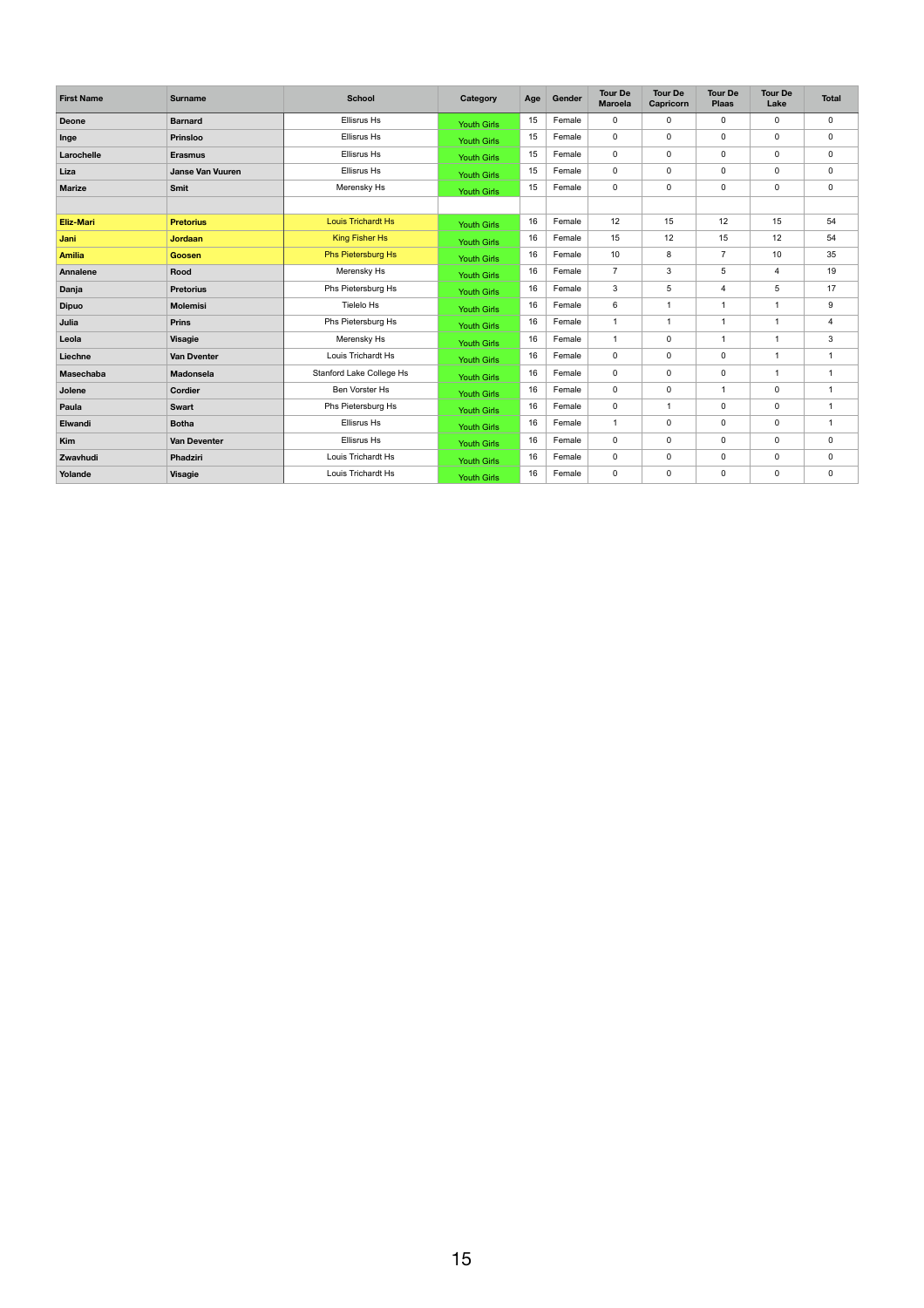| First Name | Surname | School | Category | Age | Gender | Tour De Maroela | Tour De Capricorn | Tour De Plaas | Tour De Lake | Total |
|---|---|---|---|---|---|---|---|---|---|---|
| Deone | Barnard | Ellisrus Hs | Youth Girls | 15 | Female | 0 | 0 | 0 | 0 | 0 |
| Inge | Prinsloo | Ellisrus Hs | Youth Girls | 15 | Female | 0 | 0 | 0 | 0 | 0 |
| Larochelle | Erasmus | Ellisrus Hs | Youth Girls | 15 | Female | 0 | 0 | 0 | 0 | 0 |
| Liza | Janse Van Vuuren | Ellisrus Hs | Youth Girls | 15 | Female | 0 | 0 | 0 | 0 | 0 |
| Marize | Smit | Merensky Hs | Youth Girls | 15 | Female | 0 | 0 | 0 | 0 | 0 |
| | | | | | | | | | | |
| Eliz-Mari | Pretorius | Louis Trichardt Hs | Youth Girls | 16 | Female | 12 | 15 | 12 | 15 | 54 |
| Jani | Jordaan | King Fisher Hs | Youth Girls | 16 | Female | 15 | 12 | 15 | 12 | 54 |
| Amilia | Goosen | Phs Pietersburg Hs | Youth Girls | 16 | Female | 10 | 8 | 7 | 10 | 35 |
| Annalene | Rood | Merensky Hs | Youth Girls | 16 | Female | 7 | 3 | 5 | 4 | 19 |
| Danja | Pretorius | Phs Pietersburg Hs | Youth Girls | 16 | Female | 3 | 5 | 4 | 5 | 17 |
| Dipuo | Molemisi | Tielelo Hs | Youth Girls | 16 | Female | 6 | 1 | 1 | 1 | 9 |
| Julia | Prins | Phs Pietersburg Hs | Youth Girls | 16 | Female | 1 | 1 | 1 | 1 | 4 |
| Leola | Visagie | Merensky Hs | Youth Girls | 16 | Female | 1 | 0 | 1 | 1 | 3 |
| Liechne | Van Dventer | Louis Trichardt Hs | Youth Girls | 16 | Female | 0 | 0 | 0 | 1 | 1 |
| Masechaba | Madonsela | Stanford Lake College Hs | Youth Girls | 16 | Female | 0 | 0 | 0 | 1 | 1 |
| Jolene | Cordier | Ben Vorster Hs | Youth Girls | 16 | Female | 0 | 0 | 1 | 0 | 1 |
| Paula | Swart | Phs Pietersburg Hs | Youth Girls | 16 | Female | 0 | 1 | 0 | 0 | 1 |
| Elwandi | Botha | Ellisrus Hs | Youth Girls | 16 | Female | 1 | 0 | 0 | 0 | 1 |
| Kim | Van Deventer | Ellisrus Hs | Youth Girls | 16 | Female | 0 | 0 | 0 | 0 | 0 |
| Zwavhudi | Phadziri | Louis Trichardt Hs | Youth Girls | 16 | Female | 0 | 0 | 0 | 0 | 0 |
| Yolande | Visagie | Louis Trichardt Hs | Youth Girls | 16 | Female | 0 | 0 | 0 | 0 | 0 |